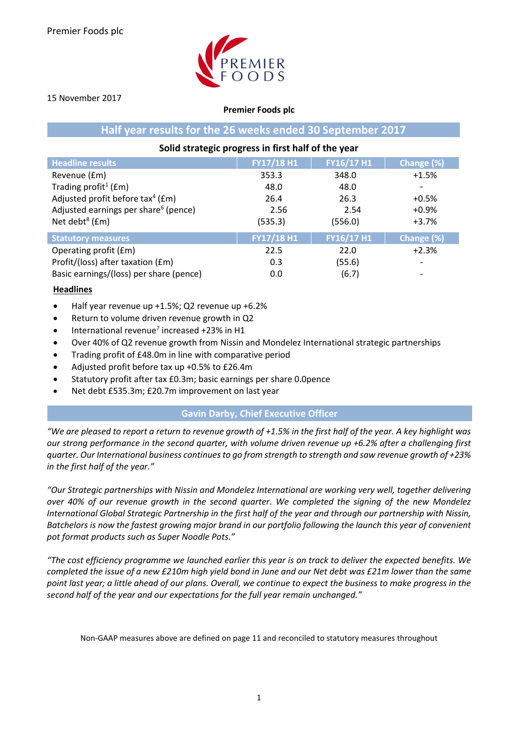Premier Foods plc

15 November 2017

**Premier Foods plc**

## Half year results for the 26 weeks ended 30 September 2017

### Solid strategic progress in first half of the year

| Headline results | FY17/18 H1 | FY16/17 H1 | Change (%) |
|---|---|---|---|
| Revenue (£m) | 353.3 | 348.0 | +1.5% |
| Trading profit[1] (£m) | 48.0 | 48.0 | - |
| Adjusted profit before tax[4] (£m) | 26.4 | 26.3 | +0.5% |
| Adjusted earnings per share[6] (pence) | 2.56 | 2.54 | +0.9% |
| Net debt[8] (£m) | (535.3) | (556.0) | +3.7% |
| **Statutory measures** | **FY17/18 H1** | **FY16/17 H1** | **Change (%)** |
| Operating profit (£m) | 22.5 | 22.0 | +2.3% |
| Profit/(loss) after taxation (£m) | 0.3 | (55.6) | - |
| Basic earnings/(loss) per share (pence) | 0.0 | (6.7) | - |

**Headlines**

- Half year revenue up +1.5%; Q2 revenue up +6.2%
- Return to volume driven revenue growth in Q2
- International revenue[7] increased +23% in H1
- Over 40% of Q2 revenue growth from Nissin and Mondelez International strategic partnerships
- Trading profit of £48.0m in line with comparative period
- Adjusted profit before tax up +0.5% to £26.4m
- Statutory profit after tax £0.3m; basic earnings per share 0.0pence
- Net debt £535.3m; £20.7m improvement on last year

### Gavin Darby, Chief Executive Officer

*"We are pleased to report a return to revenue growth of +1.5% in the first half of the year. A key highlight was our strong performance in the second quarter, with volume driven revenue up +6.2% after a challenging first quarter. Our International business continues to go from strength to strength and saw revenue growth of +23% in the first half of the year."*

*"Our Strategic partnerships with Nissin and Mondelez International are working very well, together delivering over 40% of our revenue growth in the second quarter. We completed the signing of the new Mondelez International Global Strategic Partnership in the first half of the year and through our partnership with Nissin, Batchelors is now the fastest growing major brand in our portfolio following the launch this year of convenient pot format products such as Super Noodle Pots."*

*"The cost efficiency programme we launched earlier this year is on track to deliver the expected benefits. We completed the issue of a new £210m high yield bond in June and our Net debt was £21m lower than the same point last year; a little ahead of our plans. Overall, we continue to expect the business to make progress in the second half of the year and our expectations for the full year remain unchanged."*

Non-GAAP measures above are defined on page 11 and reconciled to statutory measures throughout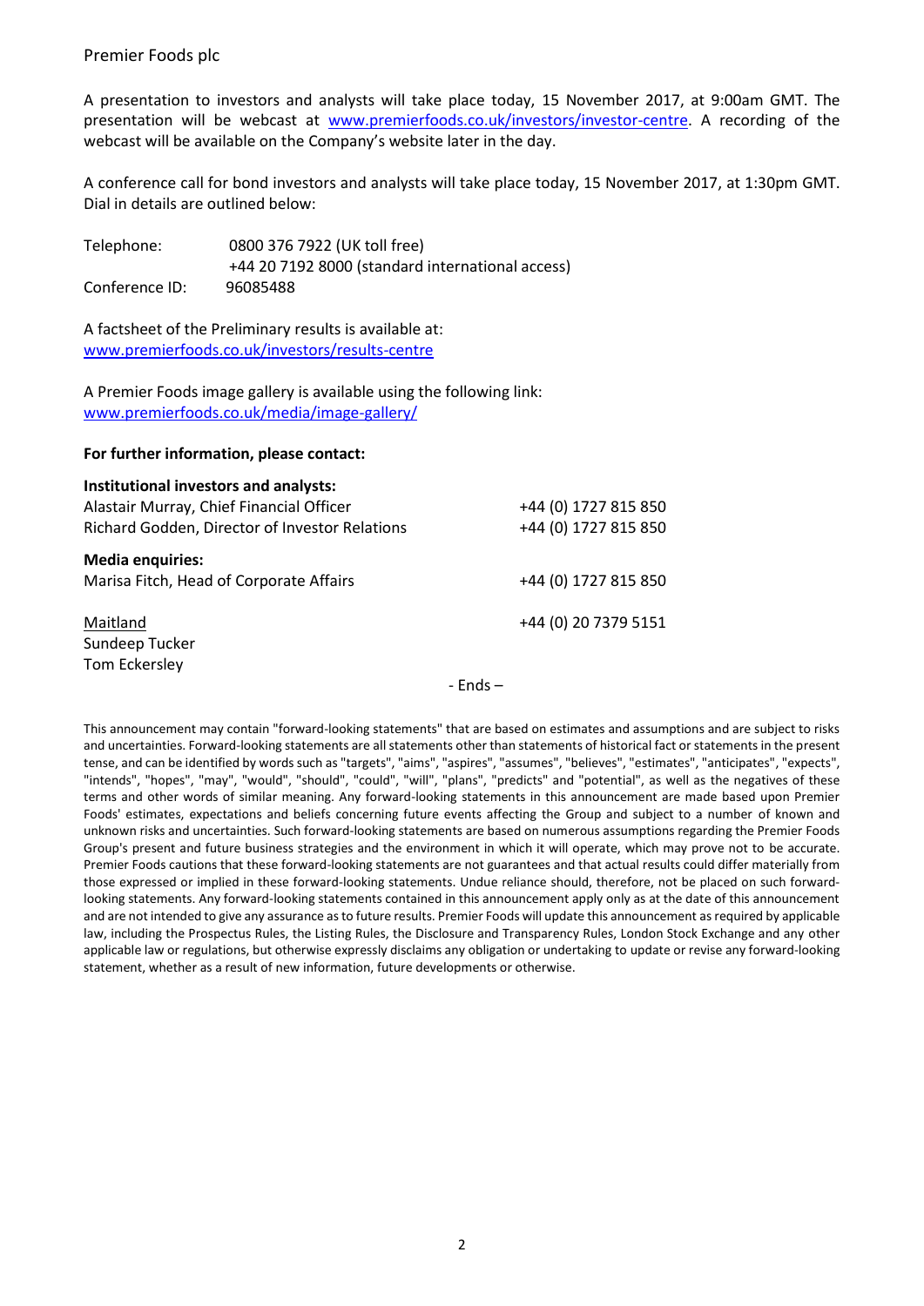Premier Foods plc

A presentation to investors and analysts will take place today, 15 November 2017, at 9:00am GMT. The presentation will be webcast at [www.premierfoods.co.uk/investors/investor-centre](www.premierfoods.co.uk/investors/investor-centre). A recording of the webcast will be available on the Company's website later in the day.

A conference call for bond investors and analysts will take place today, 15 November 2017, at 1:30pm GMT. Dial in details are outlined below:

| | |
|---|---|
| Telephone: | 0800 376 7922 (UK toll free) |
| | +44 20 7192 8000 (standard international access) |
| Conference ID: | 96085488 |

A factsheet of the Preliminary results is available at:
[www.premierfoods.co.uk/investors/results-centre](www.premierfoods.co.uk/investors/results-centre)

A Premier Foods image gallery is available using the following link:
[www.premierfoods.co.uk/media/image-gallery/](www.premierfoods.co.uk/media/image-gallery/)

**For further information, please contact:**

| | |
|---|---|
| **Institutional investors and analysts:** | |
| Alastair Murray, Chief Financial Officer | +44 (0) 1727 815 850 |
| Richard Godden, Director of Investor Relations | +44 (0) 1727 815 850 |
| **Media enquiries:** | |
| Marisa Fitch, Head of Corporate Affairs | +44 (0) 1727 815 850 |
| Maitland | +44 (0) 20 7379 5151 |
| Sundeep Tucker | |
| Tom Eckersley | |

- Ends –

This announcement may contain "forward-looking statements" that are based on estimates and assumptions and are subject to risks and uncertainties. Forward-looking statements are all statements other than statements of historical fact or statements in the present tense, and can be identified by words such as "targets", "aims", "aspires", "assumes", "believes", "estimates", "anticipates", "expects", "intends", "hopes", "may", "would", "should", "could", "will", "plans", "predicts" and "potential", as well as the negatives of these terms and other words of similar meaning. Any forward-looking statements in this announcement are made based upon Premier Foods' estimates, expectations and beliefs concerning future events affecting the Group and subject to a number of known and unknown risks and uncertainties. Such forward-looking statements are based on numerous assumptions regarding the Premier Foods Group's present and future business strategies and the environment in which it will operate, which may prove not to be accurate. Premier Foods cautions that these forward-looking statements are not guarantees and that actual results could differ materially from those expressed or implied in these forward-looking statements. Undue reliance should, therefore, not be placed on such forward-looking statements. Any forward-looking statements contained in this announcement apply only as at the date of this announcement and are not intended to give any assurance as to future results. Premier Foods will update this announcement as required by applicable law, including the Prospectus Rules, the Listing Rules, the Disclosure and Transparency Rules, London Stock Exchange and any other applicable law or regulations, but otherwise expressly disclaims any obligation or undertaking to update or revise any forward-looking statement, whether as a result of new information, future developments or otherwise.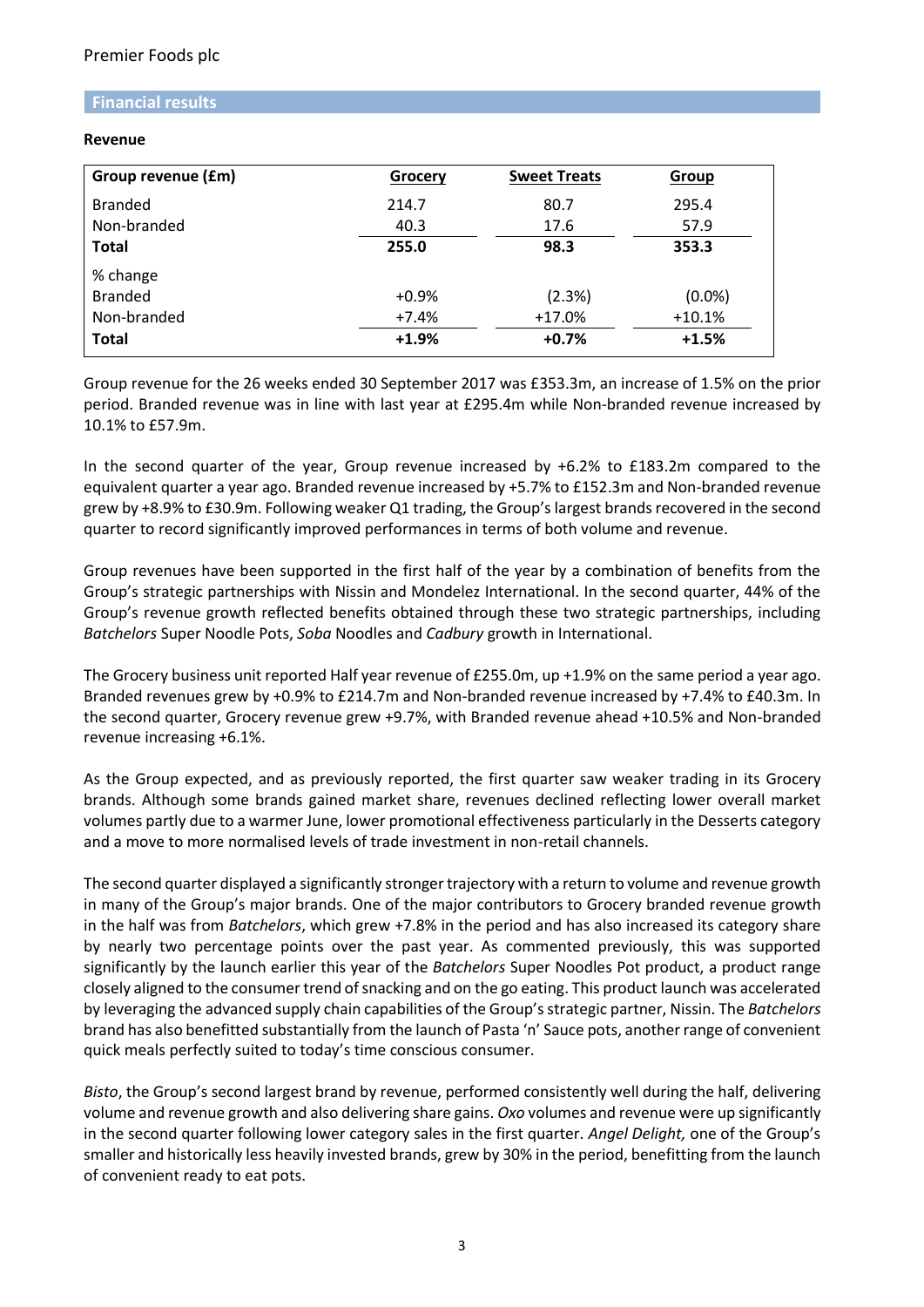## Financial results

**Revenue**

| **Group revenue (£m)** | **Grocery** | **Sweet Treats** | **Group** |
|---|---|---|---|
| Branded | 214.7 | 80.7 | 295.4 |
| Non-branded | 40.3 | 17.6 | 57.9 |
| **Total** | **255.0** | **98.3** | **353.3** |
| % change | | | |
| Branded | +0.9% | (2.3%) | (0.0%) |
| Non-branded | +7.4% | +17.0% | +10.1% |
| **Total** | **+1.9%** | **+0.7%** | **+1.5%** |

Group revenue for the 26 weeks ended 30 September 2017 was £353.3m, an increase of 1.5% on the prior period. Branded revenue was in line with last year at £295.4m while Non-branded revenue increased by 10.1% to £57.9m.

In the second quarter of the year, Group revenue increased by +6.2% to £183.2m compared to the equivalent quarter a year ago. Branded revenue increased by +5.7% to £152.3m and Non-branded revenue grew by +8.9% to £30.9m. Following weaker Q1 trading, the Group's largest brands recovered in the second quarter to record significantly improved performances in terms of both volume and revenue.

Group revenues have been supported in the first half of the year by a combination of benefits from the Group's strategic partnerships with Nissin and Mondelez International. In the second quarter, 44% of the Group's revenue growth reflected benefits obtained through these two strategic partnerships, including *Batchelors* Super Noodle Pots, *Soba* Noodles and *Cadbury* growth in International.

The Grocery business unit reported Half year revenue of £255.0m, up +1.9% on the same period a year ago. Branded revenues grew by +0.9% to £214.7m and Non-branded revenue increased by +7.4% to £40.3m. In the second quarter, Grocery revenue grew +9.7%, with Branded revenue ahead +10.5% and Non-branded revenue increasing +6.1%.

As the Group expected, and as previously reported, the first quarter saw weaker trading in its Grocery brands. Although some brands gained market share, revenues declined reflecting lower overall market volumes partly due to a warmer June, lower promotional effectiveness particularly in the Desserts category and a move to more normalised levels of trade investment in non-retail channels.

The second quarter displayed a significantly stronger trajectory with a return to volume and revenue growth in many of the Group's major brands. One of the major contributors to Grocery branded revenue growth in the half was from *Batchelors*, which grew +7.8% in the period and has also increased its category share by nearly two percentage points over the past year. As commented previously, this was supported significantly by the launch earlier this year of the *Batchelors* Super Noodles Pot product, a product range closely aligned to the consumer trend of snacking and on the go eating. This product launch was accelerated by leveraging the advanced supply chain capabilities of the Group's strategic partner, Nissin. The *Batchelors* brand has also benefitted substantially from the launch of Pasta 'n' Sauce pots, another range of convenient quick meals perfectly suited to today's time conscious consumer.

*Bisto*, the Group's second largest brand by revenue, performed consistently well during the half, delivering volume and revenue growth and also delivering share gains. *Oxo* volumes and revenue were up significantly in the second quarter following lower category sales in the first quarter. *Angel Delight,* one of the Group's smaller and historically less heavily invested brands, grew by 30% in the period, benefitting from the launch of convenient ready to eat pots.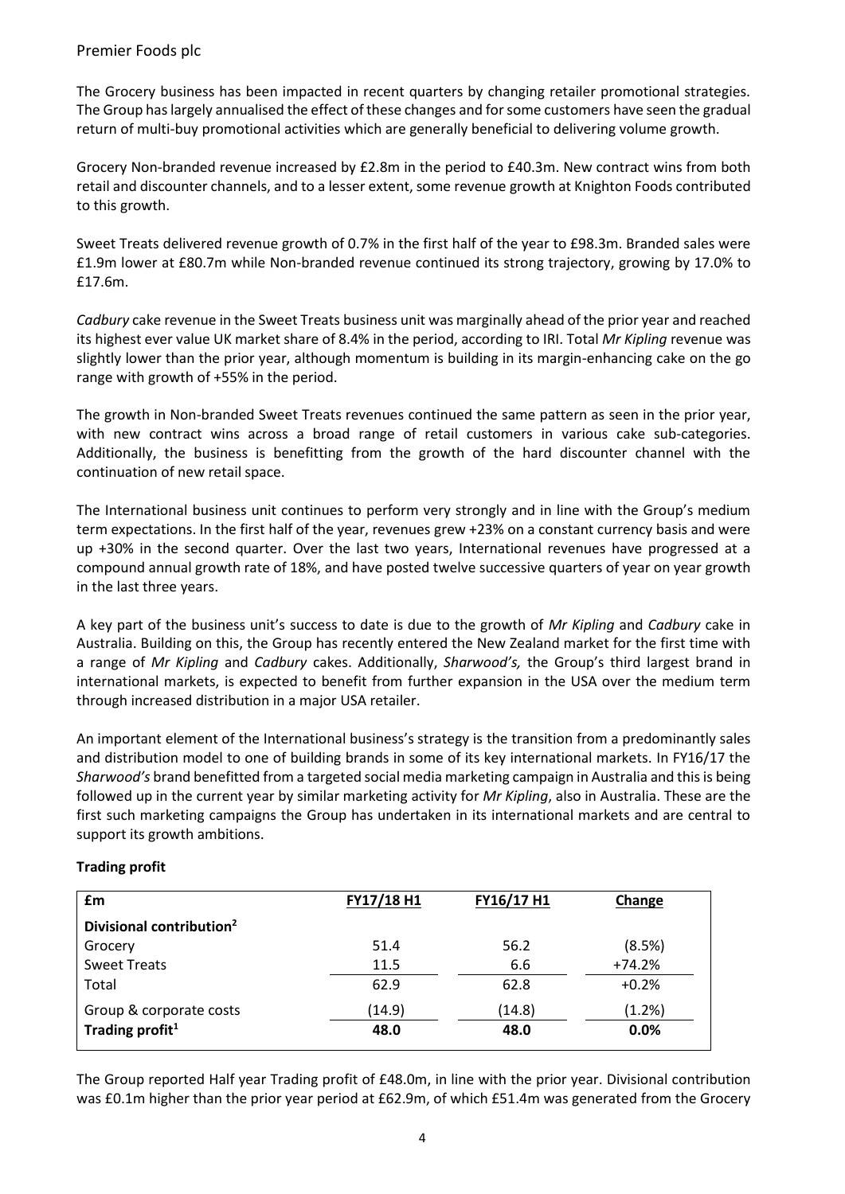The Grocery business has been impacted in recent quarters by changing retailer promotional strategies. The Group has largely annualised the effect of these changes and for some customers have seen the gradual return of multi-buy promotional activities which are generally beneficial to delivering volume growth.

Grocery Non-branded revenue increased by £2.8m in the period to £40.3m. New contract wins from both retail and discounter channels, and to a lesser extent, some revenue growth at Knighton Foods contributed to this growth.

Sweet Treats delivered revenue growth of 0.7% in the first half of the year to £98.3m. Branded sales were £1.9m lower at £80.7m while Non-branded revenue continued its strong trajectory, growing by 17.0% to £17.6m.

*Cadbury* cake revenue in the Sweet Treats business unit was marginally ahead of the prior year and reached its highest ever value UK market share of 8.4% in the period, according to IRI. Total *Mr Kipling* revenue was slightly lower than the prior year, although momentum is building in its margin-enhancing cake on the go range with growth of +55% in the period.

The growth in Non-branded Sweet Treats revenues continued the same pattern as seen in the prior year, with new contract wins across a broad range of retail customers in various cake sub-categories. Additionally, the business is benefitting from the growth of the hard discounter channel with the continuation of new retail space.

The International business unit continues to perform very strongly and in line with the Group's medium term expectations. In the first half of the year, revenues grew +23% on a constant currency basis and were up +30% in the second quarter. Over the last two years, International revenues have progressed at a compound annual growth rate of 18%, and have posted twelve successive quarters of year on year growth in the last three years.

A key part of the business unit's success to date is due to the growth of *Mr Kipling* and *Cadbury* cake in Australia. Building on this, the Group has recently entered the New Zealand market for the first time with a range of *Mr Kipling* and *Cadbury* cakes. Additionally, *Sharwood's,* the Group's third largest brand in international markets, is expected to benefit from further expansion in the USA over the medium term through increased distribution in a major USA retailer.

An important element of the International business's strategy is the transition from a predominantly sales and distribution model to one of building brands in some of its key international markets. In FY16/17 the *Sharwood's* brand benefitted from a targeted social media marketing campaign in Australia and this is being followed up in the current year by similar marketing activity for *Mr Kipling*, also in Australia. These are the first such marketing campaigns the Group has undertaken in its international markets and are central to support its growth ambitions.

**Trading profit**

| £m | FY17/18 H1 | FY16/17 H1 | Change |
|---|---|---|---|
| **Divisional contribution[2]** | | | |
| Grocery | 51.4 | 56.2 | (8.5%) |
| Sweet Treats | 11.5 | 6.6 | +74.2% |
| Total | 62.9 | 62.8 | +0.2% |
| Group & corporate costs | (14.9) | (14.8) | (1.2%) |
| **Trading profit[1]** | **48.0** | **48.0** | **0.0%** |

The Group reported Half year Trading profit of £48.0m, in line with the prior year. Divisional contribution was £0.1m higher than the prior year period at £62.9m, of which £51.4m was generated from the Grocery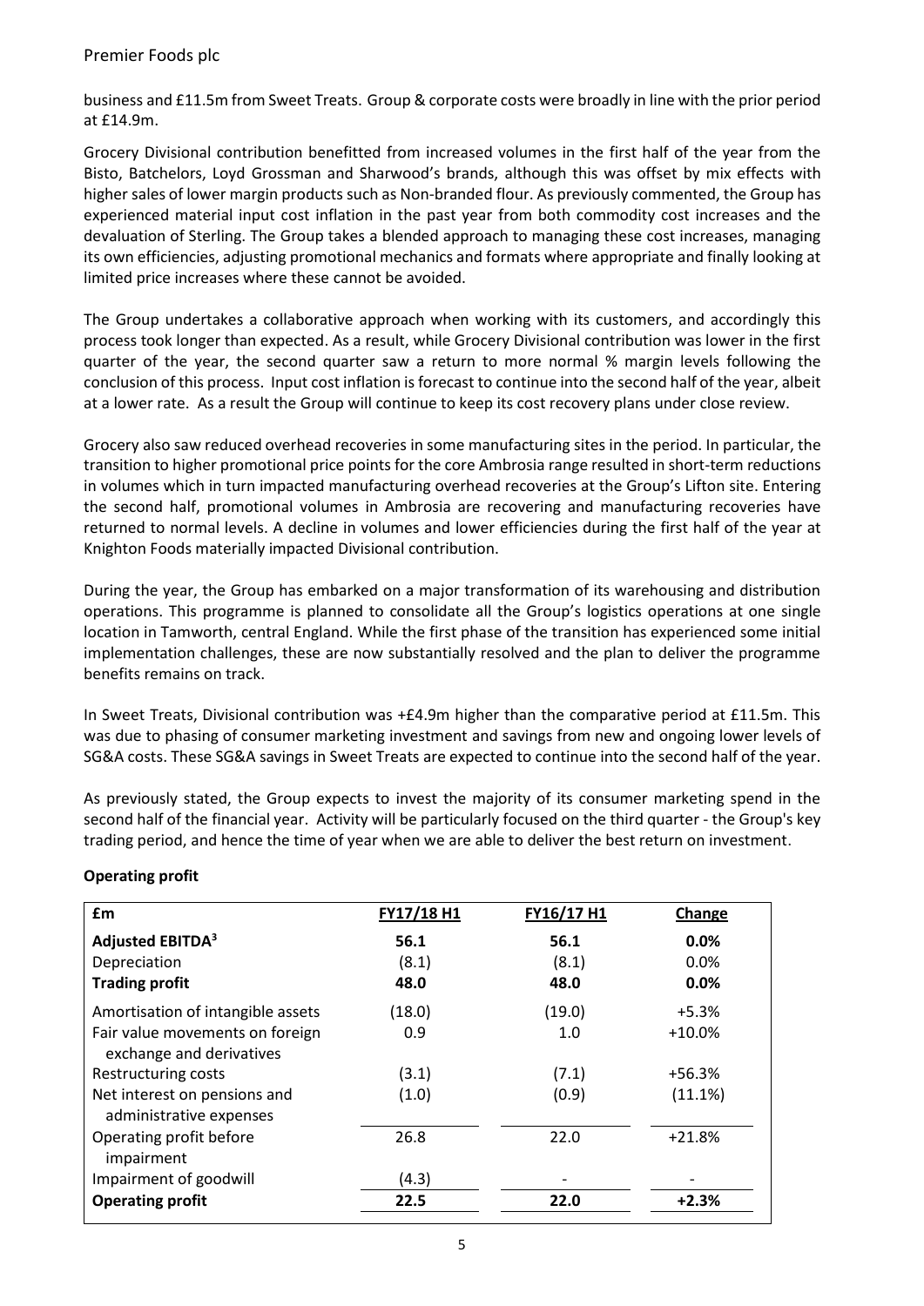business and £11.5m from Sweet Treats. Group & corporate costs were broadly in line with the prior period at £14.9m.

Grocery Divisional contribution benefitted from increased volumes in the first half of the year from the Bisto, Batchelors, Loyd Grossman and Sharwood's brands, although this was offset by mix effects with higher sales of lower margin products such as Non-branded flour. As previously commented, the Group has experienced material input cost inflation in the past year from both commodity cost increases and the devaluation of Sterling. The Group takes a blended approach to managing these cost increases, managing its own efficiencies, adjusting promotional mechanics and formats where appropriate and finally looking at limited price increases where these cannot be avoided.

The Group undertakes a collaborative approach when working with its customers, and accordingly this process took longer than expected. As a result, while Grocery Divisional contribution was lower in the first quarter of the year, the second quarter saw a return to more normal % margin levels following the conclusion of this process. Input cost inflation is forecast to continue into the second half of the year, albeit at a lower rate. As a result the Group will continue to keep its cost recovery plans under close review.

Grocery also saw reduced overhead recoveries in some manufacturing sites in the period. In particular, the transition to higher promotional price points for the core Ambrosia range resulted in short-term reductions in volumes which in turn impacted manufacturing overhead recoveries at the Group's Lifton site. Entering the second half, promotional volumes in Ambrosia are recovering and manufacturing recoveries have returned to normal levels. A decline in volumes and lower efficiencies during the first half of the year at Knighton Foods materially impacted Divisional contribution.

During the year, the Group has embarked on a major transformation of its warehousing and distribution operations. This programme is planned to consolidate all the Group's logistics operations at one single location in Tamworth, central England. While the first phase of the transition has experienced some initial implementation challenges, these are now substantially resolved and the plan to deliver the programme benefits remains on track.

In Sweet Treats, Divisional contribution was +£4.9m higher than the comparative period at £11.5m. This was due to phasing of consumer marketing investment and savings from new and ongoing lower levels of SG&A costs. These SG&A savings in Sweet Treats are expected to continue into the second half of the year.

As previously stated, the Group expects to invest the majority of its consumer marketing spend in the second half of the financial year. Activity will be particularly focused on the third quarter - the Group's key trading period, and hence the time of year when we are able to deliver the best return on investment.

**Operating profit**

| £m | FY17/18 H1 | FY16/17 H1 | Change |
|---|---|---|---|
| **Adjusted EBITDA[3]** | **56.1** | **56.1** | **0.0%** |
| Depreciation | (8.1) | (8.1) | 0.0% |
| **Trading profit** | **48.0** | **48.0** | **0.0%** |
| Amortisation of intangible assets | (18.0) | (19.0) | +5.3% |
| Fair value movements on foreign exchange and derivatives | 0.9 | 1.0 | +10.0% |
| Restructuring costs | (3.1) | (7.1) | +56.3% |
| Net interest on pensions and administrative expenses | (1.0) | (0.9) | (11.1%) |
| Operating profit before impairment | 26.8 | 22.0 | +21.8% |
| Impairment of goodwill | (4.3) | - | - |
| **Operating profit** | **22.5** | **22.0** | **+2.3%** |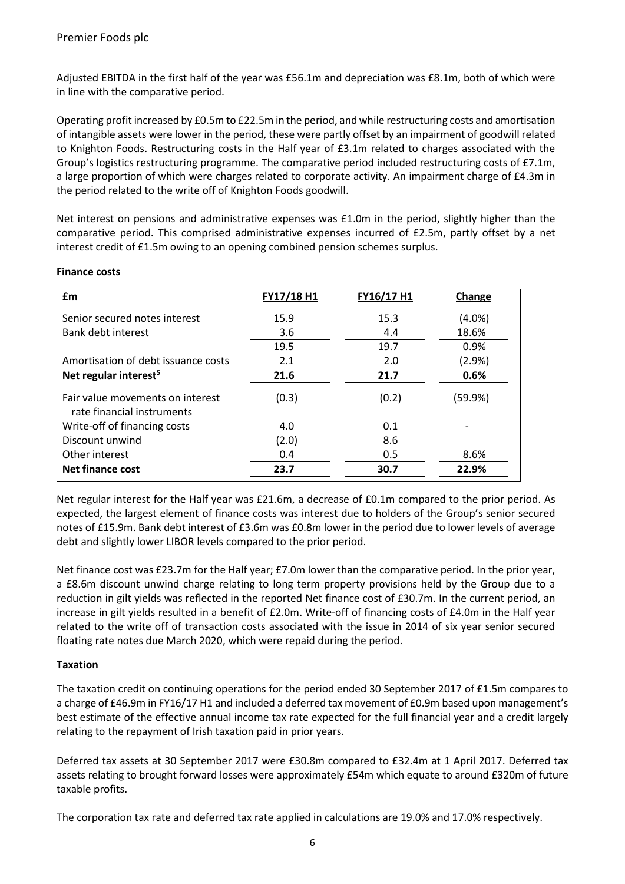Adjusted EBITDA in the first half of the year was £56.1m and depreciation was £8.1m, both of which were in line with the comparative period.

Operating profit increased by £0.5m to £22.5m in the period, and while restructuring costs and amortisation of intangible assets were lower in the period, these were partly offset by an impairment of goodwill related to Knighton Foods. Restructuring costs in the Half year of £3.1m related to charges associated with the Group's logistics restructuring programme. The comparative period included restructuring costs of £7.1m, a large proportion of which were charges related to corporate activity. An impairment charge of £4.3m in the period related to the write off of Knighton Foods goodwill.

Net interest on pensions and administrative expenses was £1.0m in the period, slightly higher than the comparative period. This comprised administrative expenses incurred of £2.5m, partly offset by a net interest credit of £1.5m owing to an opening combined pension schemes surplus.

**Finance costs**

| £m | FY17/18 H1 | FY16/17 H1 | Change |
|---|---|---|---|
| Senior secured notes interest | 15.9 | 15.3 | (4.0%) |
| Bank debt interest | 3.6 | 4.4 | 18.6% |
| | 19.5 | 19.7 | 0.9% |
| Amortisation of debt issuance costs | 2.1 | 2.0 | (2.9%) |
| **Net regular interest[5]** | **21.6** | **21.7** | **0.6%** |
| Fair value movements on interest rate financial instruments | (0.3) | (0.2) | (59.9%) |
| Write-off of financing costs | 4.0 | 0.1 | - |
| Discount unwind | (2.0) | 8.6 | |
| Other interest | 0.4 | 0.5 | 8.6% |
| **Net finance cost** | **23.7** | **30.7** | **22.9%** |

Net regular interest for the Half year was £21.6m, a decrease of £0.1m compared to the prior period. As expected, the largest element of finance costs was interest due to holders of the Group's senior secured notes of £15.9m. Bank debt interest of £3.6m was £0.8m lower in the period due to lower levels of average debt and slightly lower LIBOR levels compared to the prior period.

Net finance cost was £23.7m for the Half year; £7.0m lower than the comparative period. In the prior year, a £8.6m discount unwind charge relating to long term property provisions held by the Group due to a reduction in gilt yields was reflected in the reported Net finance cost of £30.7m. In the current period, an increase in gilt yields resulted in a benefit of £2.0m. Write-off of financing costs of £4.0m in the Half year related to the write off of transaction costs associated with the issue in 2014 of six year senior secured floating rate notes due March 2020, which were repaid during the period.

**Taxation**

The taxation credit on continuing operations for the period ended 30 September 2017 of £1.5m compares to a charge of £46.9m in FY16/17 H1 and included a deferred tax movement of £0.9m based upon management's best estimate of the effective annual income tax rate expected for the full financial year and a credit largely relating to the repayment of Irish taxation paid in prior years.

Deferred tax assets at 30 September 2017 were £30.8m compared to £32.4m at 1 April 2017. Deferred tax assets relating to brought forward losses were approximately £54m which equate to around £320m of future taxable profits.

The corporation tax rate and deferred tax rate applied in calculations are 19.0% and 17.0% respectively.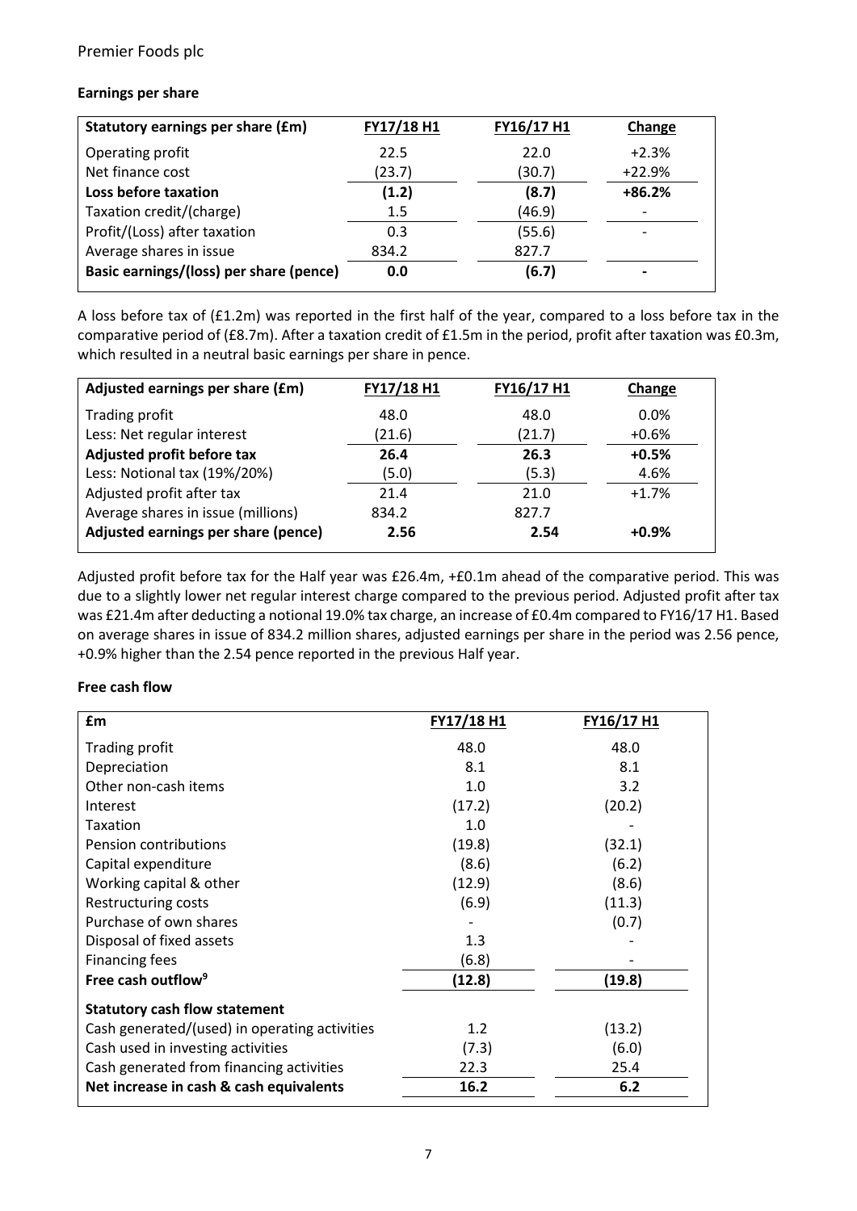### Earnings per share

| Statutory earnings per share (£m) | FY17/18 H1 | FY16/17 H1 | Change |
|---|---|---|---|
| Operating profit | 22.5 | 22.0 | +2.3% |
| Net finance cost | (23.7) | (30.7) | +22.9% |
| **Loss before taxation** | **(1.2)** | **(8.7)** | **+86.2%** |
| Taxation credit/(charge) | 1.5 | (46.9) | - |
| Profit/(Loss) after taxation | 0.3 | (55.6) | - |
| Average shares in issue | 834.2 | 827.7 | |
| **Basic earnings/(loss) per share (pence)** | **0.0** | **(6.7)** | **-** |

A loss before tax of (£1.2m) was reported in the first half of the year, compared to a loss before tax in the comparative period of (£8.7m). After a taxation credit of £1.5m in the period, profit after taxation was £0.3m, which resulted in a neutral basic earnings per share in pence.

| Adjusted earnings per share (£m) | FY17/18 H1 | FY16/17 H1 | Change |
|---|---|---|---|
| Trading profit | 48.0 | 48.0 | 0.0% |
| Less: Net regular interest | (21.6) | (21.7) | +0.6% |
| **Adjusted profit before tax** | **26.4** | **26.3** | **+0.5%** |
| Less: Notional tax (19%/20%) | (5.0) | (5.3) | 4.6% |
| Adjusted profit after tax | 21.4 | 21.0 | +1.7% |
| Average shares in issue (millions) | 834.2 | 827.7 | |
| **Adjusted earnings per share (pence)** | **2.56** | **2.54** | **+0.9%** |

Adjusted profit before tax for the Half year was £26.4m, +£0.1m ahead of the comparative period. This was due to a slightly lower net regular interest charge compared to the previous period. Adjusted profit after tax was £21.4m after deducting a notional 19.0% tax charge, an increase of £0.4m compared to FY16/17 H1. Based on average shares in issue of 834.2 million shares, adjusted earnings per share in the period was 2.56 pence, +0.9% higher than the 2.54 pence reported in the previous Half year.

### Free cash flow

| £m | FY17/18 H1 | FY16/17 H1 |
|---|---|---|
| Trading profit | 48.0 | 48.0 |
| Depreciation | 8.1 | 8.1 |
| Other non-cash items | 1.0 | 3.2 |
| Interest | (17.2) | (20.2) |
| Taxation | 1.0 | - |
| Pension contributions | (19.8) | (32.1) |
| Capital expenditure | (8.6) | (6.2) |
| Working capital & other | (12.9) | (8.6) |
| Restructuring costs | (6.9) | (11.3) |
| Purchase of own shares | - | (0.7) |
| Disposal of fixed assets | 1.3 | - |
| Financing fees | (6.8) | - |
| **Free cash outflow[9]** | **(12.8)** | **(19.8)** |
| **Statutory cash flow statement** | | |
| Cash generated/(used) in operating activities | 1.2 | (13.2) |
| Cash used in investing activities | (7.3) | (6.0) |
| Cash generated from financing activities | 22.3 | 25.4 |
| **Net increase in cash & cash equivalents** | **16.2** | **6.2** |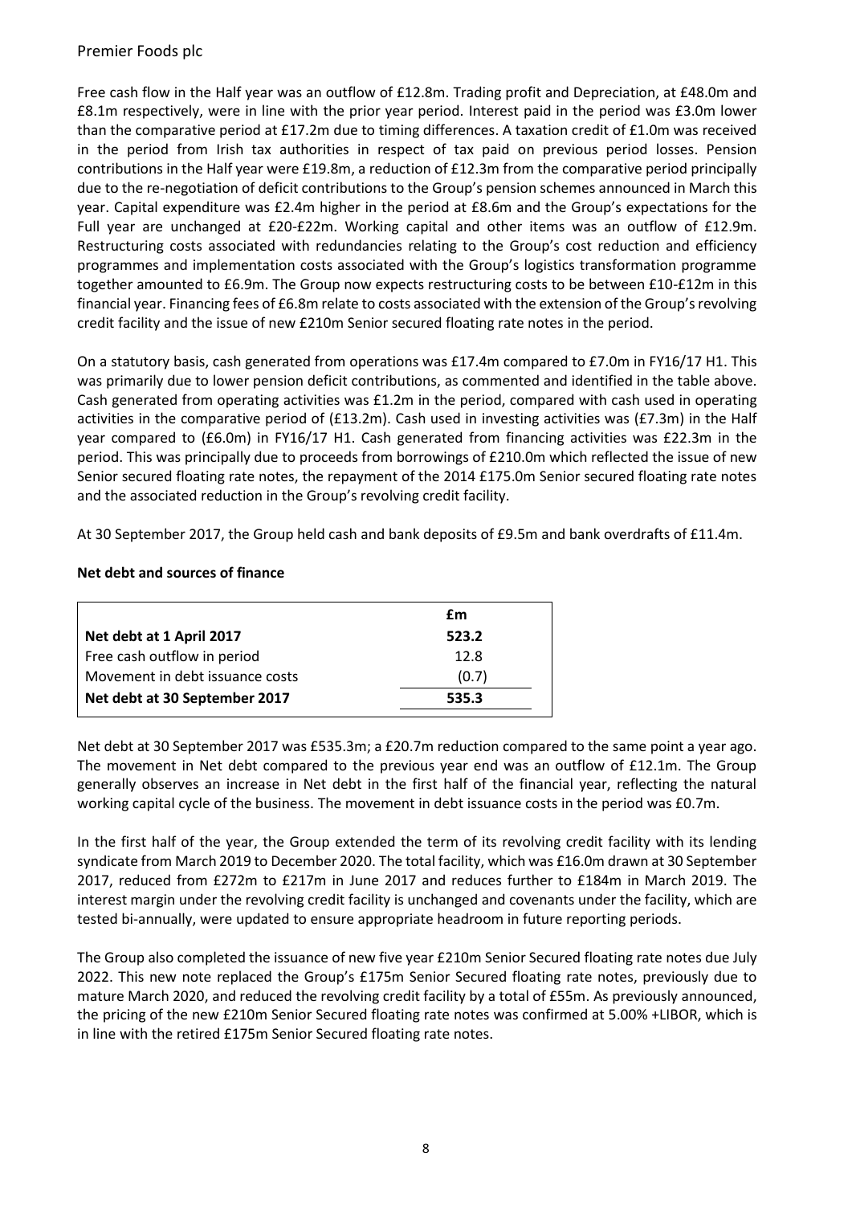Free cash flow in the Half year was an outflow of £12.8m. Trading profit and Depreciation, at £48.0m and £8.1m respectively, were in line with the prior year period. Interest paid in the period was £3.0m lower than the comparative period at £17.2m due to timing differences. A taxation credit of £1.0m was received in the period from Irish tax authorities in respect of tax paid on previous period losses. Pension contributions in the Half year were £19.8m, a reduction of £12.3m from the comparative period principally due to the re-negotiation of deficit contributions to the Group's pension schemes announced in March this year. Capital expenditure was £2.4m higher in the period at £8.6m and the Group's expectations for the Full year are unchanged at £20-£22m. Working capital and other items was an outflow of £12.9m. Restructuring costs associated with redundancies relating to the Group's cost reduction and efficiency programmes and implementation costs associated with the Group's logistics transformation programme together amounted to £6.9m. The Group now expects restructuring costs to be between £10-£12m in this financial year. Financing fees of £6.8m relate to costs associated with the extension of the Group's revolving credit facility and the issue of new £210m Senior secured floating rate notes in the period.

On a statutory basis, cash generated from operations was £17.4m compared to £7.0m in FY16/17 H1. This was primarily due to lower pension deficit contributions, as commented and identified in the table above. Cash generated from operating activities was £1.2m in the period, compared with cash used in operating activities in the comparative period of (£13.2m). Cash used in investing activities was (£7.3m) in the Half year compared to (£6.0m) in FY16/17 H1. Cash generated from financing activities was £22.3m in the period. This was principally due to proceeds from borrowings of £210.0m which reflected the issue of new Senior secured floating rate notes, the repayment of the 2014 £175.0m Senior secured floating rate notes and the associated reduction in the Group's revolving credit facility.

At 30 September 2017, the Group held cash and bank deposits of £9.5m and bank overdrafts of £11.4m.

**Net debt and sources of finance**

| | £m |
|---|---|
| **Net debt at 1 April 2017** | **523.2** |
| Free cash outflow in period | 12.8 |
| Movement in debt issuance costs | (0.7) |
| **Net debt at 30 September 2017** | **535.3** |

Net debt at 30 September 2017 was £535.3m; a £20.7m reduction compared to the same point a year ago. The movement in Net debt compared to the previous year end was an outflow of £12.1m. The Group generally observes an increase in Net debt in the first half of the financial year, reflecting the natural working capital cycle of the business. The movement in debt issuance costs in the period was £0.7m.

In the first half of the year, the Group extended the term of its revolving credit facility with its lending syndicate from March 2019 to December 2020. The total facility, which was £16.0m drawn at 30 September 2017, reduced from £272m to £217m in June 2017 and reduces further to £184m in March 2019. The interest margin under the revolving credit facility is unchanged and covenants under the facility, which are tested bi-annually, were updated to ensure appropriate headroom in future reporting periods.

The Group also completed the issuance of new five year £210m Senior Secured floating rate notes due July 2022. This new note replaced the Group's £175m Senior Secured floating rate notes, previously due to mature March 2020, and reduced the revolving credit facility by a total of £55m. As previously announced, the pricing of the new £210m Senior Secured floating rate notes was confirmed at 5.00% +LIBOR, which is in line with the retired £175m Senior Secured floating rate notes.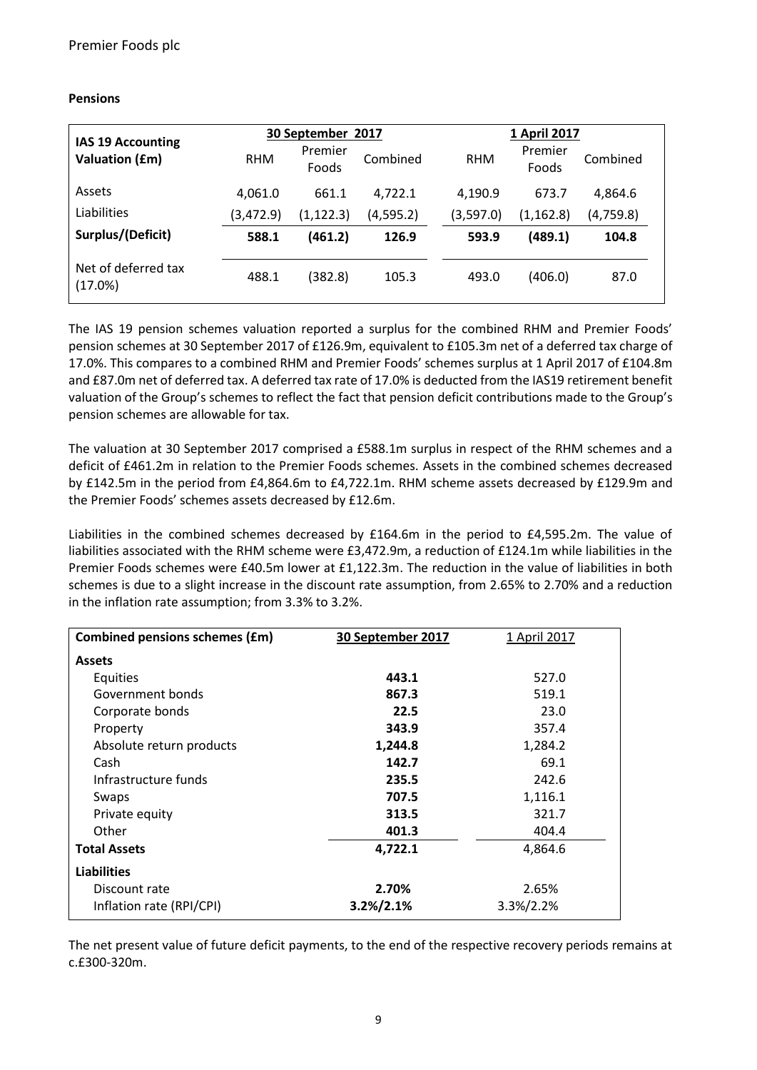**Pensions**

| IAS 19 Accounting Valuation (£m) | 30 September 2017 | | | 1 April 2017 | | |
|---|---|---|---|---|---|---|
| | RHM | Premier Foods | Combined | RHM | Premier Foods | Combined |
| Assets | 4,061.0 | 661.1 | 4,722.1 | 4,190.9 | 673.7 | 4,864.6 |
| Liabilities | (3,472.9) | (1,122.3) | (4,595.2) | (3,597.0) | (1,162.8) | (4,759.8) |
| **Surplus/(Deficit)** | **588.1** | **(461.2)** | **126.9** | **593.9** | **(489.1)** | **104.8** |
| Net of deferred tax (17.0%) | 488.1 | (382.8) | 105.3 | 493.0 | (406.0) | 87.0 |

The IAS 19 pension schemes valuation reported a surplus for the combined RHM and Premier Foods' pension schemes at 30 September 2017 of £126.9m, equivalent to £105.3m net of a deferred tax charge of 17.0%. This compares to a combined RHM and Premier Foods' schemes surplus at 1 April 2017 of £104.8m and £87.0m net of deferred tax. A deferred tax rate of 17.0% is deducted from the IAS19 retirement benefit valuation of the Group's schemes to reflect the fact that pension deficit contributions made to the Group's pension schemes are allowable for tax.

The valuation at 30 September 2017 comprised a £588.1m surplus in respect of the RHM schemes and a deficit of £461.2m in relation to the Premier Foods schemes. Assets in the combined schemes decreased by £142.5m in the period from £4,864.6m to £4,722.1m. RHM scheme assets decreased by £129.9m and the Premier Foods' schemes assets decreased by £12.6m.

Liabilities in the combined schemes decreased by £164.6m in the period to £4,595.2m. The value of liabilities associated with the RHM scheme were £3,472.9m, a reduction of £124.1m while liabilities in the Premier Foods schemes were £40.5m lower at £1,122.3m. The reduction in the value of liabilities in both schemes is due to a slight increase in the discount rate assumption, from 2.65% to 2.70% and a reduction in the inflation rate assumption; from 3.3% to 3.2%.

| Combined pensions schemes (£m) | 30 September 2017 | 1 April 2017 |
|---|---|---|
| **Assets** | | |
| Equities | **443.1** | 527.0 |
| Government bonds | **867.3** | 519.1 |
| Corporate bonds | **22.5** | 23.0 |
| Property | **343.9** | 357.4 |
| Absolute return products | **1,244.8** | 1,284.2 |
| Cash | **142.7** | 69.1 |
| Infrastructure funds | **235.5** | 242.6 |
| Swaps | **707.5** | 1,116.1 |
| Private equity | **313.5** | 321.7 |
| Other | **401.3** | 404.4 |
| **Total Assets** | **4,722.1** | 4,864.6 |
| **Liabilities** | | |
| Discount rate | **2.70%** | 2.65% |
| Inflation rate (RPI/CPI) | **3.2%/2.1%** | 3.3%/2.2% |

The net present value of future deficit payments, to the end of the respective recovery periods remains at c.£300-320m.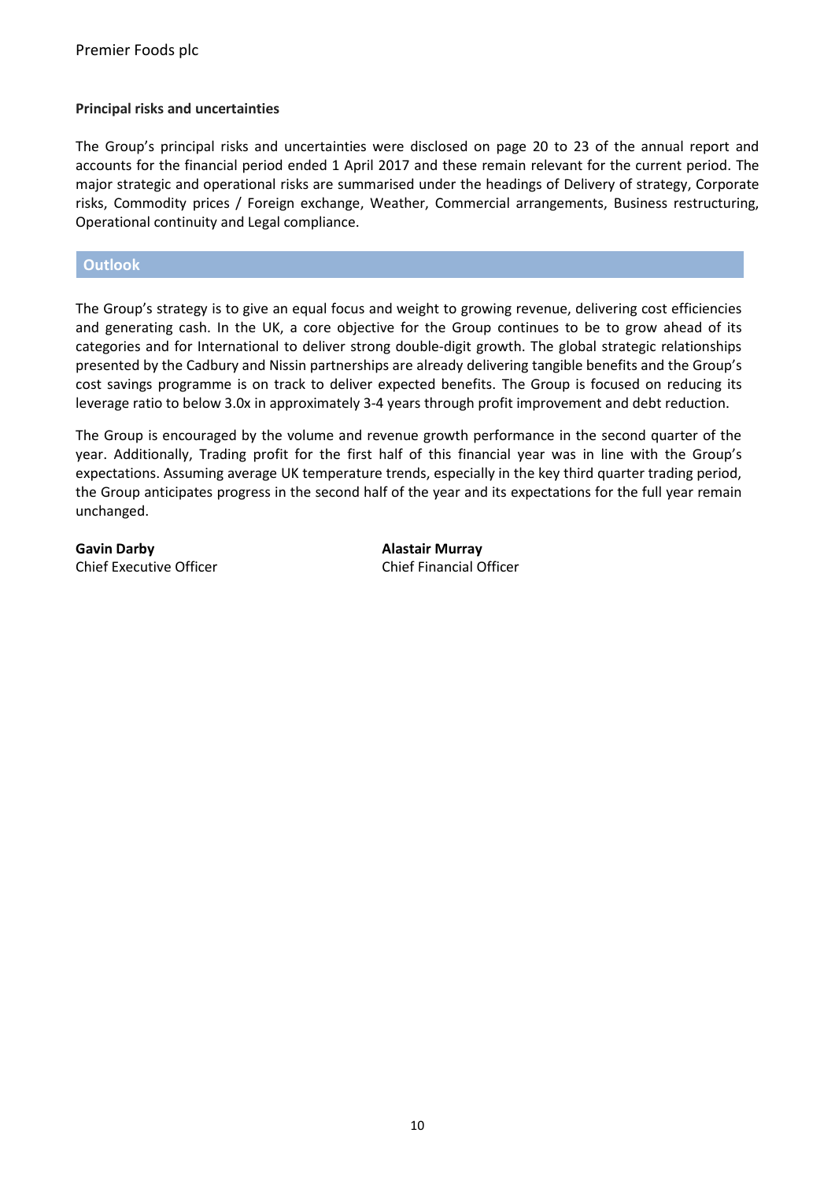**Principal risks and uncertainties**

The Group's principal risks and uncertainties were disclosed on page 20 to 23 of the annual report and accounts for the financial period ended 1 April 2017 and these remain relevant for the current period. The major strategic and operational risks are summarised under the headings of Delivery of strategy, Corporate risks, Commodity prices / Foreign exchange, Weather, Commercial arrangements, Business restructuring, Operational continuity and Legal compliance.

## Outlook

The Group's strategy is to give an equal focus and weight to growing revenue, delivering cost efficiencies and generating cash. In the UK, a core objective for the Group continues to be to grow ahead of its categories and for International to deliver strong double-digit growth. The global strategic relationships presented by the Cadbury and Nissin partnerships are already delivering tangible benefits and the Group's cost savings programme is on track to deliver expected benefits. The Group is focused on reducing its leverage ratio to below 3.0x in approximately 3-4 years through profit improvement and debt reduction.

The Group is encouraged by the volume and revenue growth performance in the second quarter of the year. Additionally, Trading profit for the first half of this financial year was in line with the Group's expectations. Assuming average UK temperature trends, especially in the key third quarter trading period, the Group anticipates progress in the second half of the year and its expectations for the full year remain unchanged.

**Gavin Darby**
Chief Executive Officer

**Alastair Murray**
Chief Financial Officer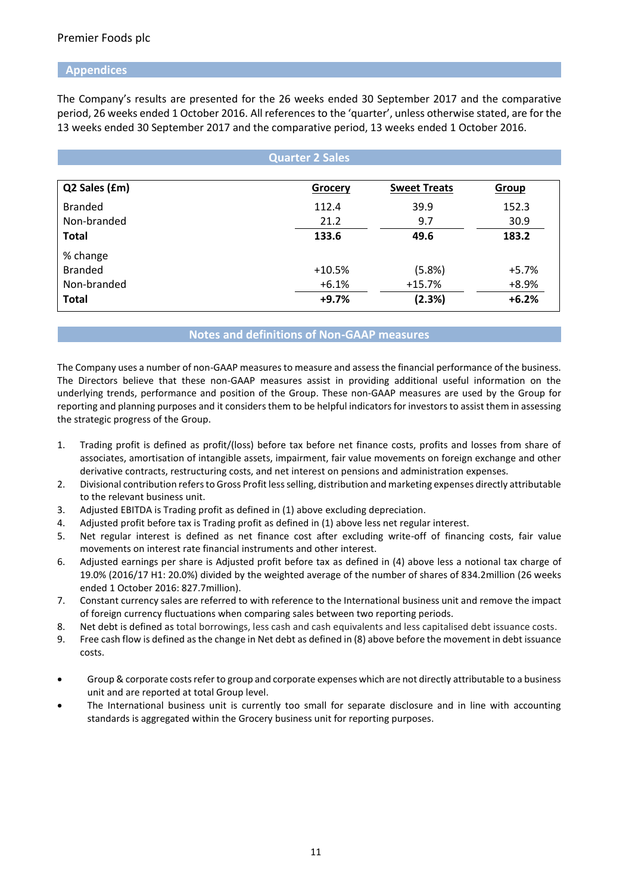## Appendices

The Company's results are presented for the 26 weeks ended 30 September 2017 and the comparative period, 26 weeks ended 1 October 2016. All references to the 'quarter', unless otherwise stated, are for the 13 weeks ended 30 September 2017 and the comparative period, 13 weeks ended 1 October 2016.

### Quarter 2 Sales

| Q2 Sales (£m) | Grocery | Sweet Treats | Group |
|---|---|---|---|
| Branded | 112.4 | 39.9 | 152.3 |
| Non-branded | 21.2 | 9.7 | 30.9 |
| **Total** | **133.6** | **49.6** | **183.2** |
| % change | | | |
| Branded | +10.5% | (5.8%) | +5.7% |
| Non-branded | +6.1% | +15.7% | +8.9% |
| **Total** | **+9.7%** | **(2.3%)** | **+6.2%** |

### Notes and definitions of Non-GAAP measures

The Company uses a number of non-GAAP measures to measure and assess the financial performance of the business. The Directors believe that these non-GAAP measures assist in providing additional useful information on the underlying trends, performance and position of the Group. These non-GAAP measures are used by the Group for reporting and planning purposes and it considers them to be helpful indicators for investors to assist them in assessing the strategic progress of the Group.

1. Trading profit is defined as profit/(loss) before tax before net finance costs, profits and losses from share of associates, amortisation of intangible assets, impairment, fair value movements on foreign exchange and other derivative contracts, restructuring costs, and net interest on pensions and administration expenses.
2. Divisional contribution refers to Gross Profit less selling, distribution and marketing expenses directly attributable to the relevant business unit.
3. Adjusted EBITDA is Trading profit as defined in (1) above excluding depreciation.
4. Adjusted profit before tax is Trading profit as defined in (1) above less net regular interest.
5. Net regular interest is defined as net finance cost after excluding write-off of financing costs, fair value movements on interest rate financial instruments and other interest.
6. Adjusted earnings per share is Adjusted profit before tax as defined in (4) above less a notional tax charge of 19.0% (2016/17 H1: 20.0%) divided by the weighted average of the number of shares of 834.2million (26 weeks ended 1 October 2016: 827.7million).
7. Constant currency sales are referred to with reference to the International business unit and remove the impact of foreign currency fluctuations when comparing sales between two reporting periods.
8. Net debt is defined as total borrowings, less cash and cash equivalents and less capitalised debt issuance costs.
9. Free cash flow is defined as the change in Net debt as defined in (8) above before the movement in debt issuance costs.

- Group & corporate costs refer to group and corporate expenses which are not directly attributable to a business unit and are reported at total Group level.
- The International business unit is currently too small for separate disclosure and in line with accounting standards is aggregated within the Grocery business unit for reporting purposes.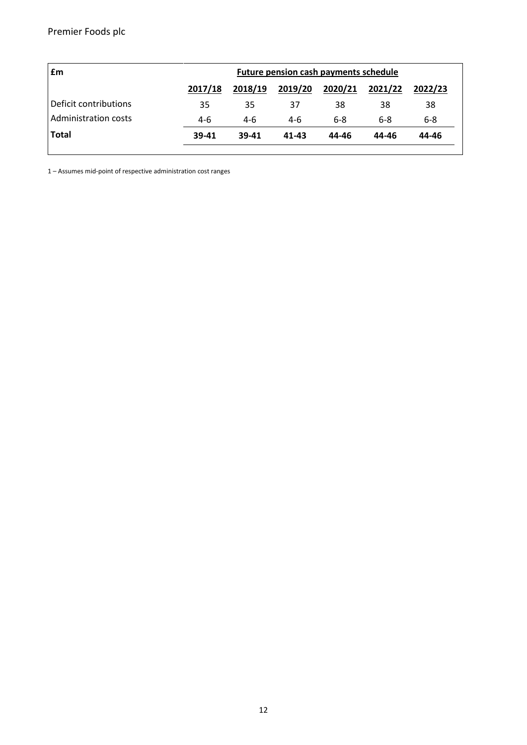| £m | Future pension cash payments schedule | | | | | |
|---|---|---|---|---|---|---|
| | 2017/18 | 2018/19 | 2019/20 | 2020/21 | 2021/22 | 2022/23 |
| Deficit contributions | 35 | 35 | 37 | 38 | 38 | 38 |
| Administration costs | 4-6 | 4-6 | 4-6 | 6-8 | 6-8 | 6-8 |
| **Total** | **39-41** | **39-41** | **41-43** | **44-46** | **44-46** | **44-46** |

1 – Assumes mid-point of respective administration cost ranges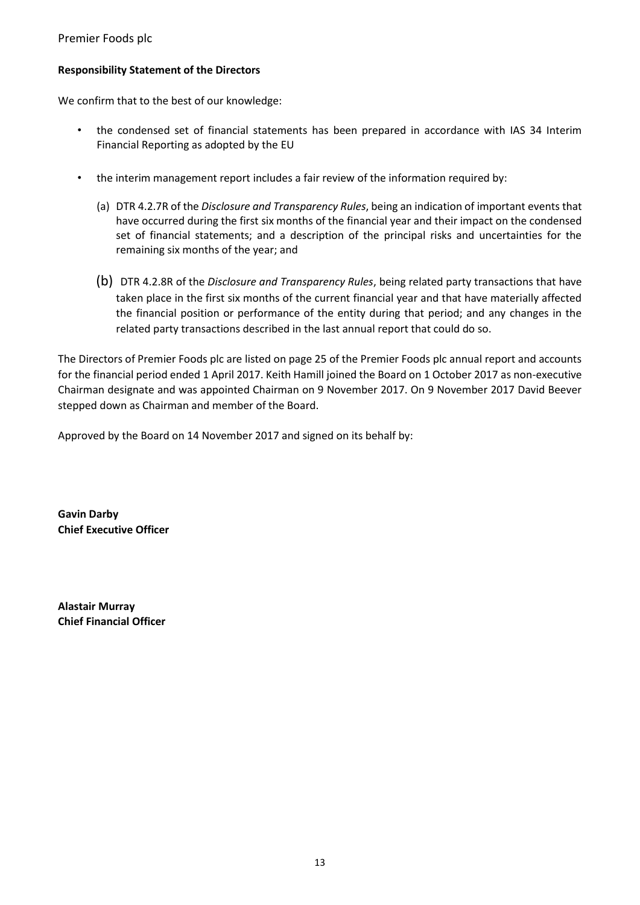**Responsibility Statement of the Directors**

We confirm that to the best of our knowledge:

- the condensed set of financial statements has been prepared in accordance with IAS 34 Interim Financial Reporting as adopted by the EU

- the interim management report includes a fair review of the information required by:

  (a) DTR 4.2.7R of the *Disclosure and Transparency Rules*, being an indication of important events that have occurred during the first six months of the financial year and their impact on the condensed set of financial statements; and a description of the principal risks and uncertainties for the remaining six months of the year; and

  (b) DTR 4.2.8R of the *Disclosure and Transparency Rules*, being related party transactions that have taken place in the first six months of the current financial year and that have materially affected the financial position or performance of the entity during that period; and any changes in the related party transactions described in the last annual report that could do so.

The Directors of Premier Foods plc are listed on page 25 of the Premier Foods plc annual report and accounts for the financial period ended 1 April 2017. Keith Hamill joined the Board on 1 October 2017 as non-executive Chairman designate and was appointed Chairman on 9 November 2017. On 9 November 2017 David Beever stepped down as Chairman and member of the Board.

Approved by the Board on 14 November 2017 and signed on its behalf by:

**Gavin Darby**
**Chief Executive Officer**

**Alastair Murray**
**Chief Financial Officer**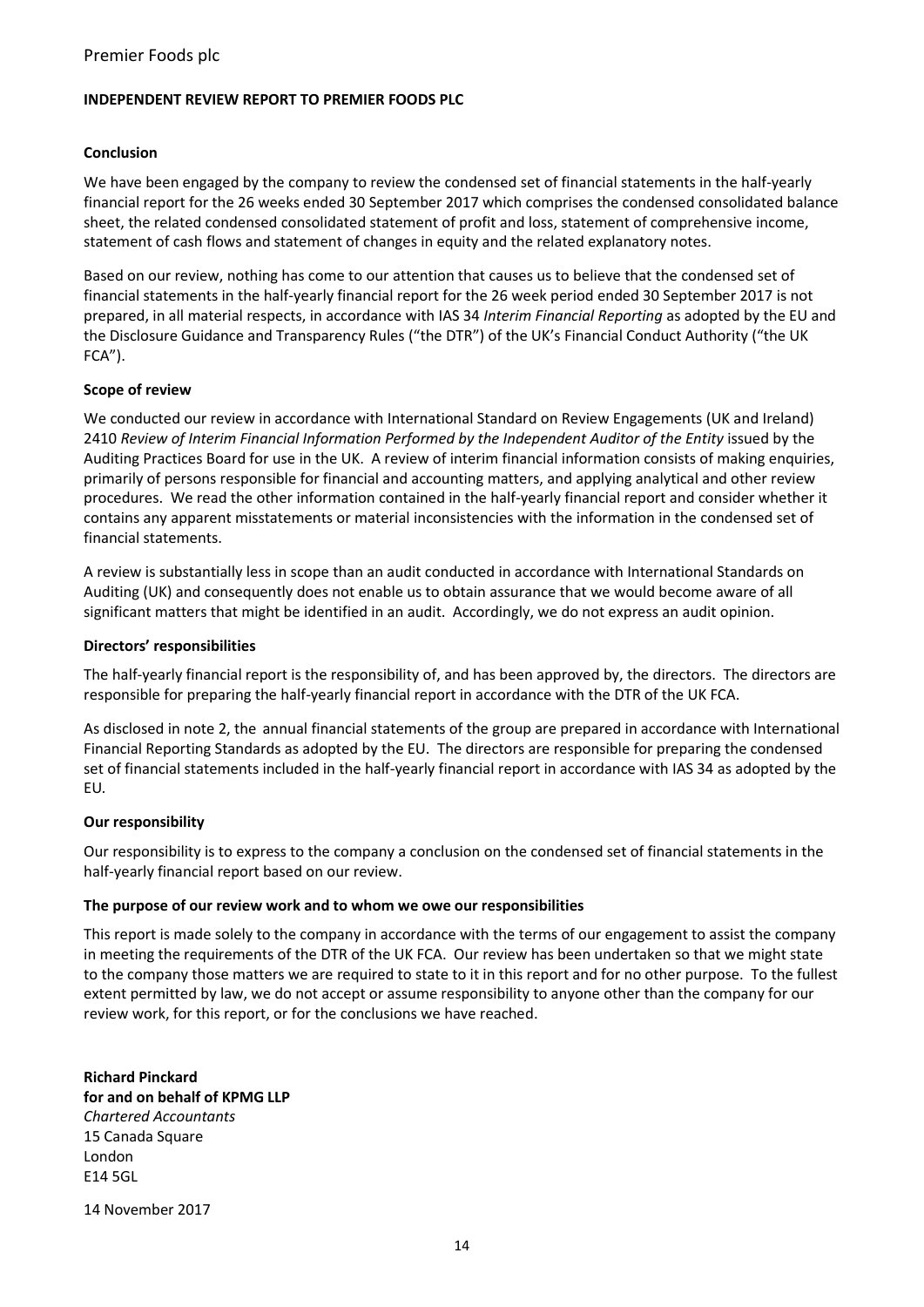## INDEPENDENT REVIEW REPORT TO PREMIER FOODS PLC

### Conclusion

We have been engaged by the company to review the condensed set of financial statements in the half-yearly financial report for the 26 weeks ended 30 September 2017 which comprises the condensed consolidated balance sheet, the related condensed consolidated statement of profit and loss, statement of comprehensive income, statement of cash flows and statement of changes in equity and the related explanatory notes.

Based on our review, nothing has come to our attention that causes us to believe that the condensed set of financial statements in the half-yearly financial report for the 26 week period ended 30 September 2017 is not prepared, in all material respects, in accordance with IAS 34 *Interim Financial Reporting* as adopted by the EU and the Disclosure Guidance and Transparency Rules ("the DTR") of the UK's Financial Conduct Authority ("the UK FCA").

### Scope of review

We conducted our review in accordance with International Standard on Review Engagements (UK and Ireland) 2410 *Review of Interim Financial Information Performed by the Independent Auditor of the Entity* issued by the Auditing Practices Board for use in the UK. A review of interim financial information consists of making enquiries, primarily of persons responsible for financial and accounting matters, and applying analytical and other review procedures. We read the other information contained in the half-yearly financial report and consider whether it contains any apparent misstatements or material inconsistencies with the information in the condensed set of financial statements.

A review is substantially less in scope than an audit conducted in accordance with International Standards on Auditing (UK) and consequently does not enable us to obtain assurance that we would become aware of all significant matters that might be identified in an audit. Accordingly, we do not express an audit opinion.

### Directors' responsibilities

The half-yearly financial report is the responsibility of, and has been approved by, the directors. The directors are responsible for preparing the half-yearly financial report in accordance with the DTR of the UK FCA.

As disclosed in note 2, the annual financial statements of the group are prepared in accordance with International Financial Reporting Standards as adopted by the EU. The directors are responsible for preparing the condensed set of financial statements included in the half-yearly financial report in accordance with IAS 34 as adopted by the EU.

### Our responsibility

Our responsibility is to express to the company a conclusion on the condensed set of financial statements in the half-yearly financial report based on our review.

### The purpose of our review work and to whom we owe our responsibilities

This report is made solely to the company in accordance with the terms of our engagement to assist the company in meeting the requirements of the DTR of the UK FCA. Our review has been undertaken so that we might state to the company those matters we are required to state to it in this report and for no other purpose. To the fullest extent permitted by law, we do not accept or assume responsibility to anyone other than the company for our review work, for this report, or for the conclusions we have reached.

**Richard Pinckard**
**for and on behalf of KPMG LLP**
*Chartered Accountants*
15 Canada Square
London
E14 5GL

14 November 2017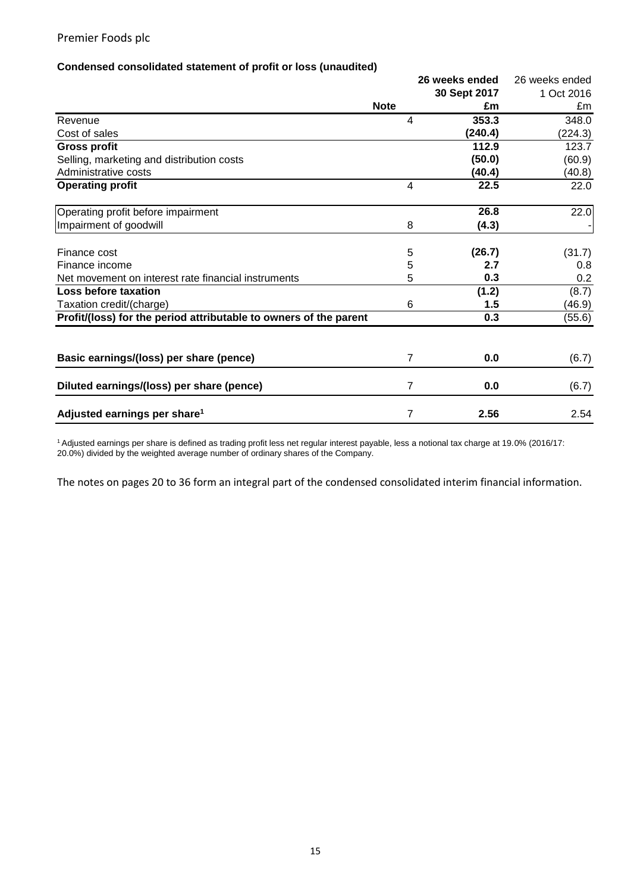Premier Foods plc

**Condensed consolidated statement of profit or loss (unaudited)**

| | Note | 26 weeks ended 30 Sept 2017 £m | 26 weeks ended 1 Oct 2016 £m |
|---|---|---|---|
| Revenue | 4 | **353.3** | 348.0 |
| Cost of sales | | **(240.4)** | (224.3) |
| **Gross profit** | | **112.9** | 123.7 |
| Selling, marketing and distribution costs | | **(50.0)** | (60.9) |
| Administrative costs | | **(40.4)** | (40.8) |
| **Operating profit** | 4 | **22.5** | 22.0 |
| | | | |
| Operating profit before impairment | | **26.8** | 22.0 |
| Impairment of goodwill | 8 | **(4.3)** | - |
| | | | |
| Finance cost | 5 | **(26.7)** | (31.7) |
| Finance income | 5 | **2.7** | 0.8 |
| Net movement on interest rate financial instruments | 5 | **0.3** | 0.2 |
| **Loss before taxation** | | **(1.2)** | (8.7) |
| Taxation credit/(charge) | 6 | **1.5** | (46.9) |
| **Profit/(loss) for the period attributable to owners of the parent** | | **0.3** | (55.6) |
| | | | |
| **Basic earnings/(loss) per share (pence)** | 7 | **0.0** | (6.7) |
| **Diluted earnings/(loss) per share (pence)** | 7 | **0.0** | (6.7) |
| **Adjusted earnings per share[1]** | 7 | **2.56** | 2.54 |

[1] Adjusted earnings per share is defined as trading profit less net regular interest payable, less a notional tax charge at 19.0% (2016/17: 20.0%) divided by the weighted average number of ordinary shares of the Company.

The notes on pages 20 to 36 form an integral part of the condensed consolidated interim financial information.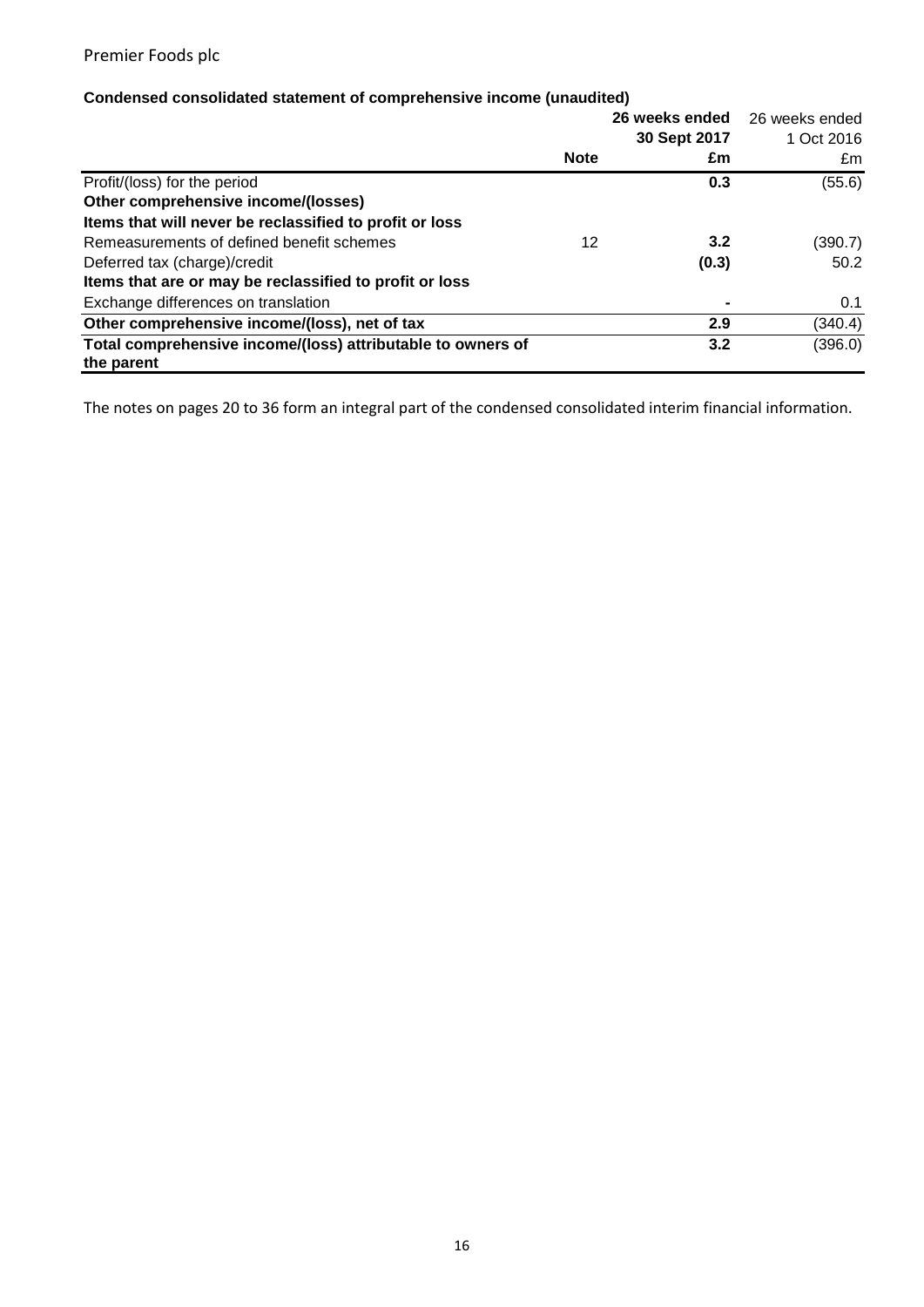Premier Foods plc

**Condensed consolidated statement of comprehensive income (unaudited)**

| | Note | **26 weeks ended 30 Sept 2017 £m** | 26 weeks ended 1 Oct 2016 £m |
|---|---|---|---|
| Profit/(loss) for the period | | **0.3** | (55.6) |
| **Other comprehensive income/(losses)** | | | |
| **Items that will never be reclassified to profit or loss** | | | |
| Remeasurements of defined benefit schemes | 12 | **3.2** | (390.7) |
| Deferred tax (charge)/credit | | **(0.3)** | 50.2 |
| **Items that are or may be reclassified to profit or loss** | | | |
| Exchange differences on translation | | **-** | 0.1 |
| **Other comprehensive income/(loss), net of tax** | | **2.9** | (340.4) |
| **Total comprehensive income/(loss) attributable to owners of the parent** | | **3.2** | (396.0) |

The notes on pages 20 to 36 form an integral part of the condensed consolidated interim financial information.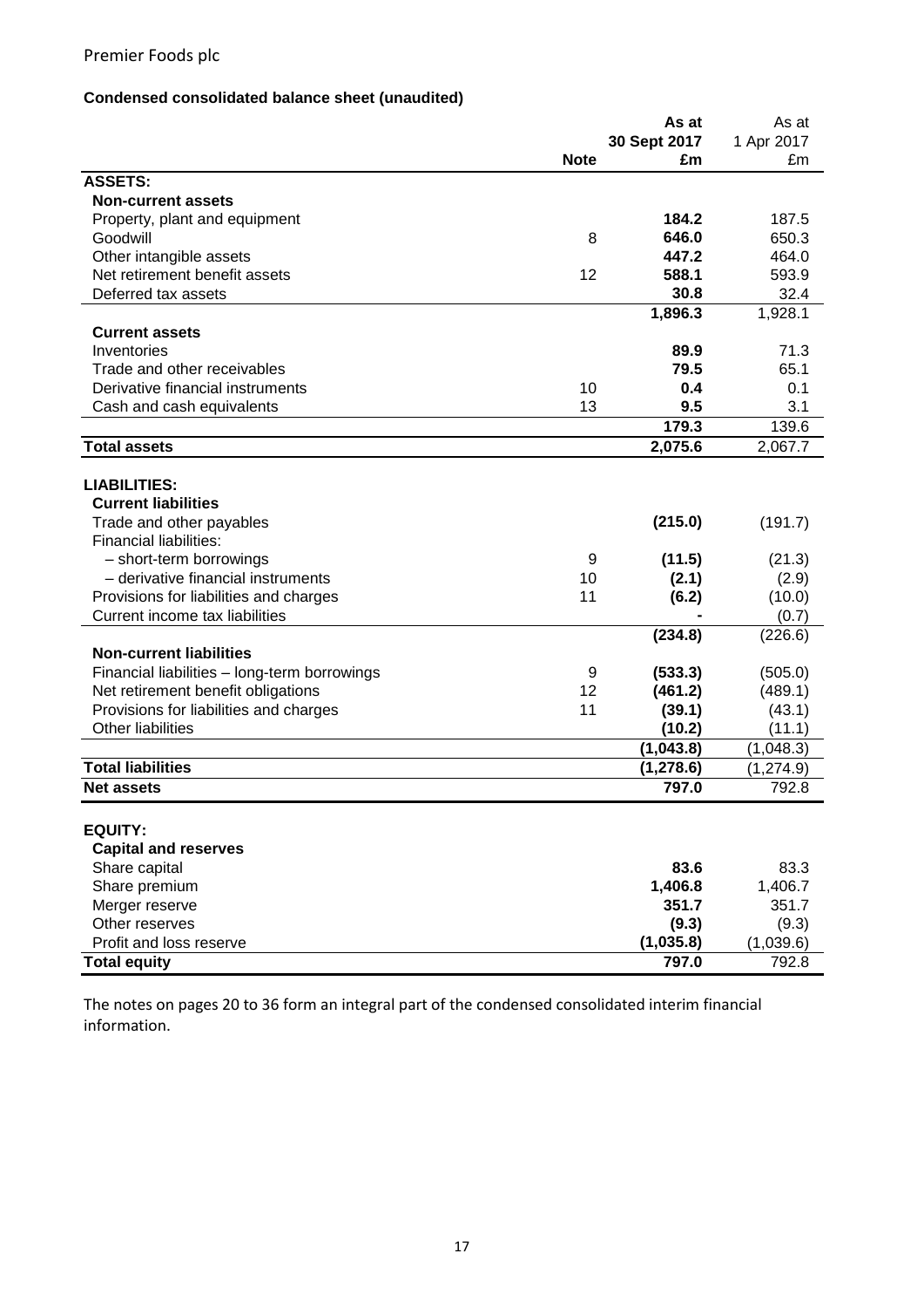Premier Foods plc

**Condensed consolidated balance sheet (unaudited)**

| | Note | As at 30 Sept 2017 £m | As at 1 Apr 2017 £m |
|---|---|---|---|
| **ASSETS:** | | | |
| **Non-current assets** | | | |
| Property, plant and equipment | | **184.2** | 187.5 |
| Goodwill | 8 | **646.0** | 650.3 |
| Other intangible assets | | **447.2** | 464.0 |
| Net retirement benefit assets | 12 | **588.1** | 593.9 |
| Deferred tax assets | | **30.8** | 32.4 |
| | | **1,896.3** | 1,928.1 |
| **Current assets** | | | |
| Inventories | | **89.9** | 71.3 |
| Trade and other receivables | | **79.5** | 65.1 |
| Derivative financial instruments | 10 | **0.4** | 0.1 |
| Cash and cash equivalents | 13 | **9.5** | 3.1 |
| | | **179.3** | 139.6 |
| **Total assets** | | **2,075.6** | 2,067.7 |
| | | | |
| **LIABILITIES:** | | | |
| **Current liabilities** | | | |
| Trade and other payables | | **(215.0)** | (191.7) |
| Financial liabilities: | | | |
| – short-term borrowings | 9 | **(11.5)** | (21.3) |
| – derivative financial instruments | 10 | **(2.1)** | (2.9) |
| Provisions for liabilities and charges | 11 | **(6.2)** | (10.0) |
| Current income tax liabilities | | **-** | (0.7) |
| | | **(234.8)** | (226.6) |
| **Non-current liabilities** | | | |
| Financial liabilities – long-term borrowings | 9 | **(533.3)** | (505.0) |
| Net retirement benefit obligations | 12 | **(461.2)** | (489.1) |
| Provisions for liabilities and charges | 11 | **(39.1)** | (43.1) |
| Other liabilities | | **(10.2)** | (11.1) |
| | | **(1,043.8)** | (1,048.3) |
| **Total liabilities** | | **(1,278.6)** | (1,274.9) |
| **Net assets** | | **797.0** | 792.8 |
| | | | |
| **EQUITY:** | | | |
| **Capital and reserves** | | | |
| Share capital | | **83.6** | 83.3 |
| Share premium | | **1,406.8** | 1,406.7 |
| Merger reserve | | **351.7** | 351.7 |
| Other reserves | | **(9.3)** | (9.3) |
| Profit and loss reserve | | **(1,035.8)** | (1,039.6) |
| **Total equity** | | **797.0** | 792.8 |

The notes on pages 20 to 36 form an integral part of the condensed consolidated interim financial information.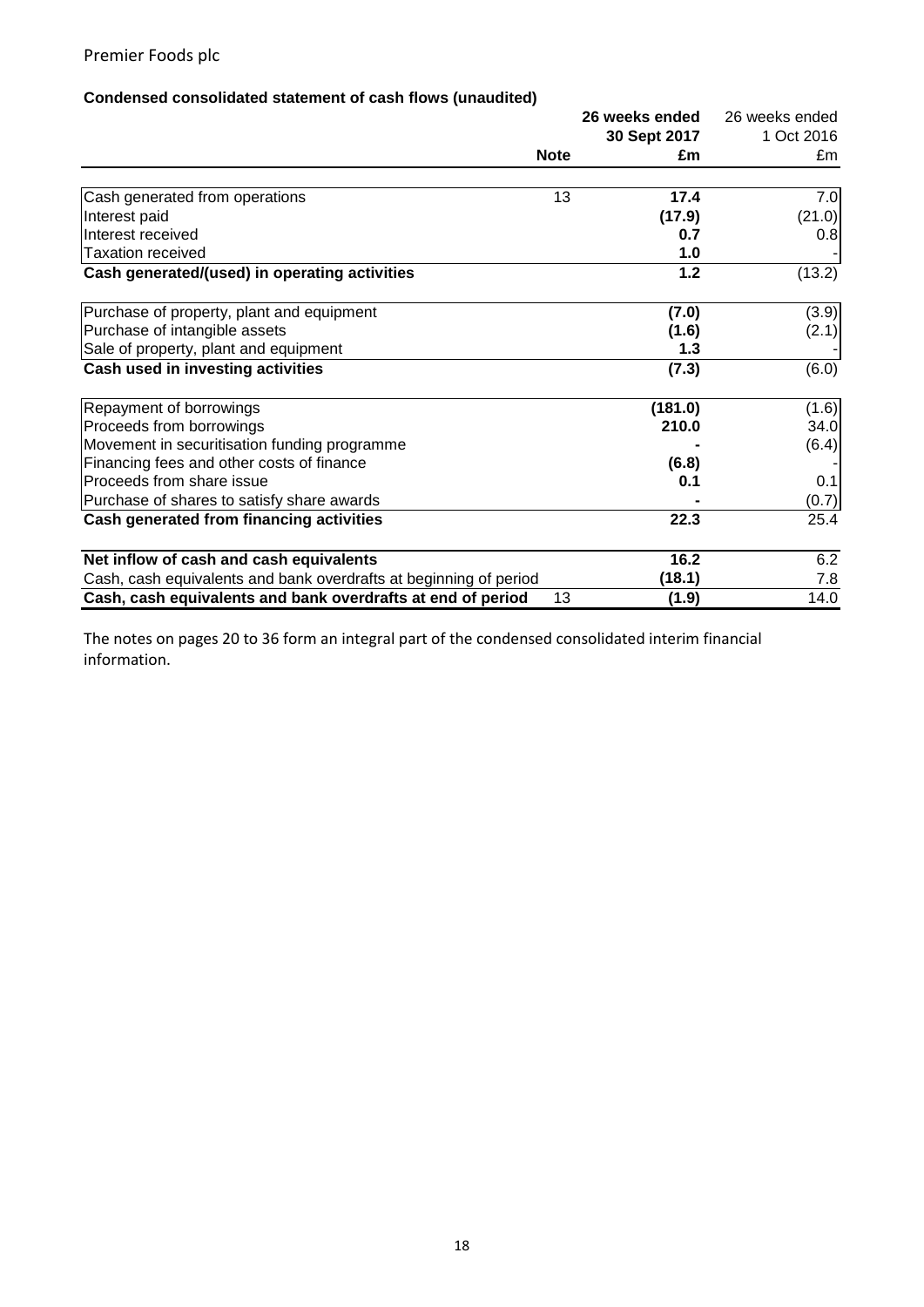Premier Foods plc

## Condensed consolidated statement of cash flows (unaudited)

| | Note | 26 weeks ended 30 Sept 2017 £m | 26 weeks ended 1 Oct 2016 £m |
|---|---|---|---|
| Cash generated from operations | 13 | **17.4** | 7.0 |
| Interest paid | | **(17.9)** | (21.0) |
| Interest received | | **0.7** | 0.8 |
| Taxation received | | **1.0** | - |
| **Cash generated/(used) in operating activities** | | **1.2** | (13.2) |
| Purchase of property, plant and equipment | | **(7.0)** | (3.9) |
| Purchase of intangible assets | | **(1.6)** | (2.1) |
| Sale of property, plant and equipment | | **1.3** | - |
| **Cash used in investing activities** | | **(7.3)** | (6.0) |
| Repayment of borrowings | | **(181.0)** | (1.6) |
| Proceeds from borrowings | | **210.0** | 34.0 |
| Movement in securitisation funding programme | | **-** | (6.4) |
| Financing fees and other costs of finance | | **(6.8)** | - |
| Proceeds from share issue | | **0.1** | 0.1 |
| Purchase of shares to satisfy share awards | | **-** | (0.7) |
| **Cash generated from financing activities** | | **22.3** | 25.4 |
| **Net inflow of cash and cash equivalents** | | **16.2** | 6.2 |
| Cash, cash equivalents and bank overdrafts at beginning of period | | **(18.1)** | 7.8 |
| **Cash, cash equivalents and bank overdrafts at end of period** | 13 | **(1.9)** | 14.0 |

The notes on pages 20 to 36 form an integral part of the condensed consolidated interim financial information.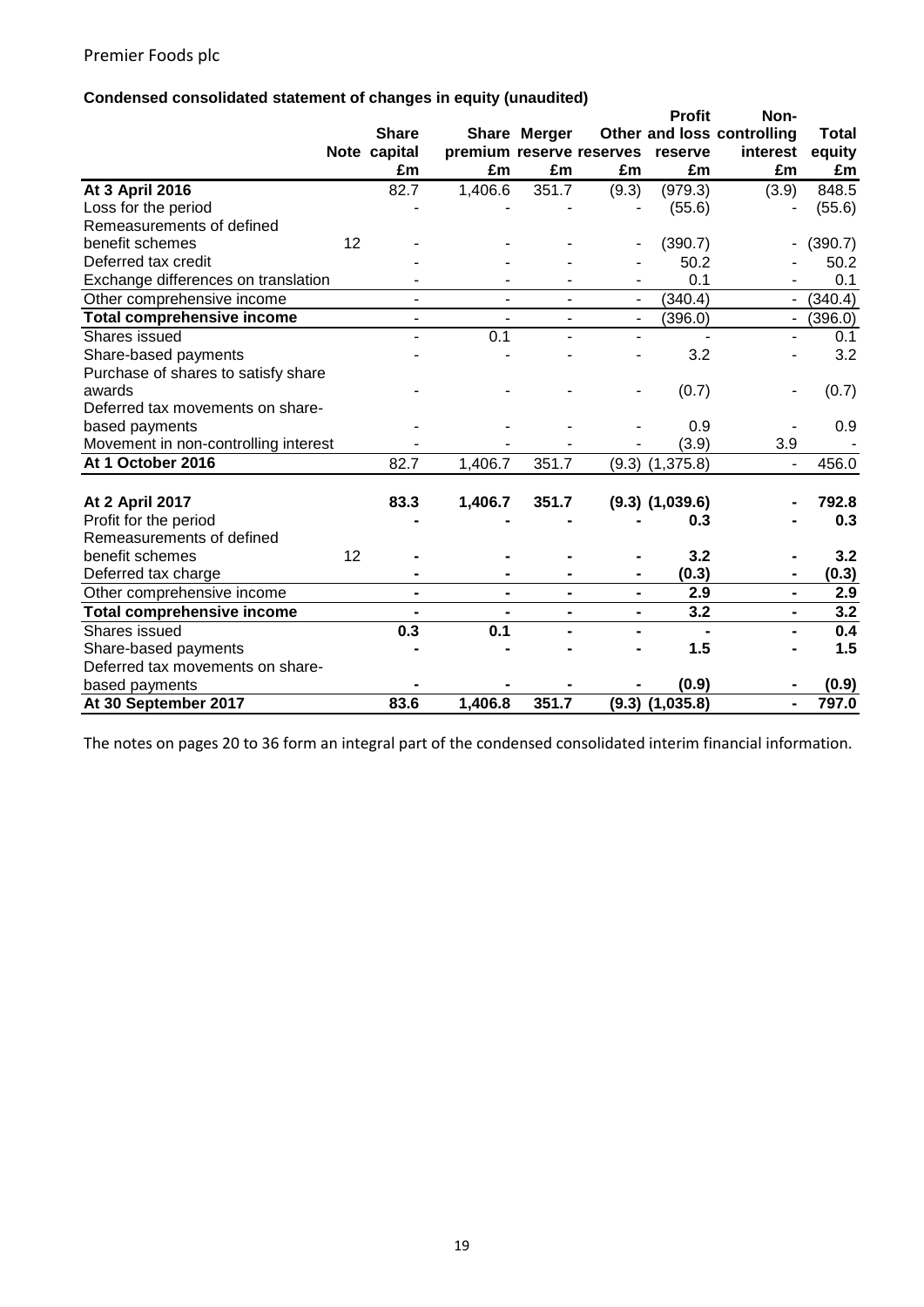Premier Foods plc

**Condensed consolidated statement of changes in equity (unaudited)**

| | Note | Share capital £m | Share premium £m | Merger reserve £m | Other reserves £m | Profit and loss reserve £m | Non-controlling interest £m | Total equity £m |
|---|---|---|---|---|---|---|---|---|
| **At 3 April 2016** | | 82.7 | 1,406.6 | 351.7 | (9.3) | (979.3) | (3.9) | 848.5 |
| Loss for the period | | - | - | - | - | (55.6) | - | (55.6) |
| Remeasurements of defined benefit schemes | 12 | - | - | - | - | (390.7) | - | (390.7) |
| Deferred tax credit | | - | - | - | - | 50.2 | - | 50.2 |
| Exchange differences on translation | | - | - | - | - | 0.1 | - | 0.1 |
| Other comprehensive income | | - | - | - | - | (340.4) | - | (340.4) |
| **Total comprehensive income** | | - | - | - | - | (396.0) | - | (396.0) |
| Shares issued | | - | 0.1 | - | - | - | - | 0.1 |
| Share-based payments | | - | - | - | - | 3.2 | - | 3.2 |
| Purchase of shares to satisfy share awards | | - | - | - | - | (0.7) | - | (0.7) |
| Deferred tax movements on share-based payments | | - | - | - | - | 0.9 | - | 0.9 |
| Movement in non-controlling interest | | - | - | - | - | (3.9) | 3.9 | - |
| **At 1 October 2016** | | 82.7 | 1,406.7 | 351.7 | (9.3) | (1,375.8) | - | 456.0 |
| | | | | | | | | |
| **At 2 April 2017** | | **83.3** | **1,406.7** | **351.7** | **(9.3)** | **(1,039.6)** | **-** | **792.8** |
| Profit for the period | | **-** | **-** | **-** | **-** | **0.3** | **-** | **0.3** |
| Remeasurements of defined benefit schemes | 12 | **-** | **-** | **-** | **-** | **3.2** | **-** | **3.2** |
| Deferred tax charge | | **-** | **-** | **-** | **-** | **(0.3)** | **-** | **(0.3)** |
| Other comprehensive income | | **-** | **-** | **-** | **-** | **2.9** | **-** | **2.9** |
| **Total comprehensive income** | | **-** | **-** | **-** | **-** | **3.2** | **-** | **3.2** |
| Shares issued | | **0.3** | **0.1** | **-** | **-** | **-** | **-** | **0.4** |
| Share-based payments | | **-** | **-** | **-** | **-** | **1.5** | **-** | **1.5** |
| Deferred tax movements on share-based payments | | **-** | **-** | **-** | **-** | **(0.9)** | **-** | **(0.9)** |
| **At 30 September 2017** | | **83.6** | **1,406.8** | **351.7** | **(9.3)** | **(1,035.8)** | **-** | **797.0** |

The notes on pages 20 to 36 form an integral part of the condensed consolidated interim financial information.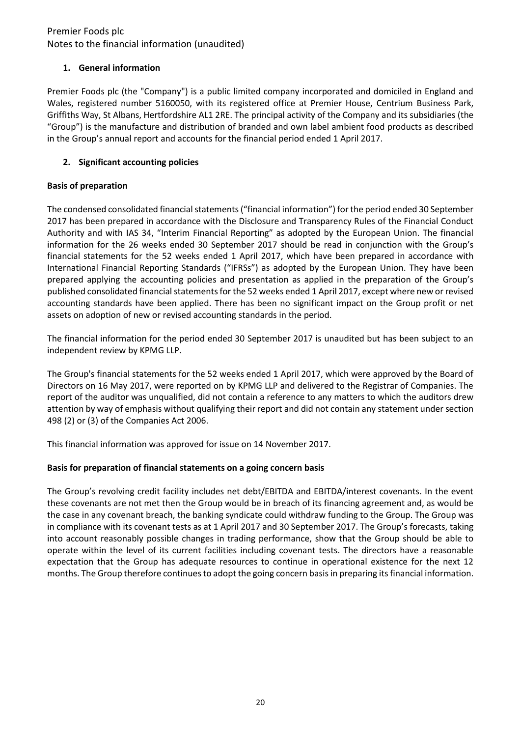Premier Foods plc
Notes to the financial information (unaudited)

## 1. General information

Premier Foods plc (the "Company") is a public limited company incorporated and domiciled in England and Wales, registered number 5160050, with its registered office at Premier House, Centrium Business Park, Griffiths Way, St Albans, Hertfordshire AL1 2RE. The principal activity of the Company and its subsidiaries (the "Group") is the manufacture and distribution of branded and own label ambient food products as described in the Group's annual report and accounts for the financial period ended 1 April 2017.

## 2. Significant accounting policies

### Basis of preparation

The condensed consolidated financial statements ("financial information") for the period ended 30 September 2017 has been prepared in accordance with the Disclosure and Transparency Rules of the Financial Conduct Authority and with IAS 34, "Interim Financial Reporting" as adopted by the European Union. The financial information for the 26 weeks ended 30 September 2017 should be read in conjunction with the Group's financial statements for the 52 weeks ended 1 April 2017, which have been prepared in accordance with International Financial Reporting Standards ("IFRSs") as adopted by the European Union. They have been prepared applying the accounting policies and presentation as applied in the preparation of the Group's published consolidated financial statements for the 52 weeks ended 1 April 2017, except where new or revised accounting standards have been applied. There has been no significant impact on the Group profit or net assets on adoption of new or revised accounting standards in the period.

The financial information for the period ended 30 September 2017 is unaudited but has been subject to an independent review by KPMG LLP.

The Group's financial statements for the 52 weeks ended 1 April 2017, which were approved by the Board of Directors on 16 May 2017, were reported on by KPMG LLP and delivered to the Registrar of Companies. The report of the auditor was unqualified, did not contain a reference to any matters to which the auditors drew attention by way of emphasis without qualifying their report and did not contain any statement under section 498 (2) or (3) of the Companies Act 2006.

This financial information was approved for issue on 14 November 2017.

### Basis for preparation of financial statements on a going concern basis

The Group's revolving credit facility includes net debt/EBITDA and EBITDA/interest covenants. In the event these covenants are not met then the Group would be in breach of its financing agreement and, as would be the case in any covenant breach, the banking syndicate could withdraw funding to the Group. The Group was in compliance with its covenant tests as at 1 April 2017 and 30 September 2017. The Group's forecasts, taking into account reasonably possible changes in trading performance, show that the Group should be able to operate within the level of its current facilities including covenant tests. The directors have a reasonable expectation that the Group has adequate resources to continue in operational existence for the next 12 months. The Group therefore continues to adopt the going concern basis in preparing its financial information.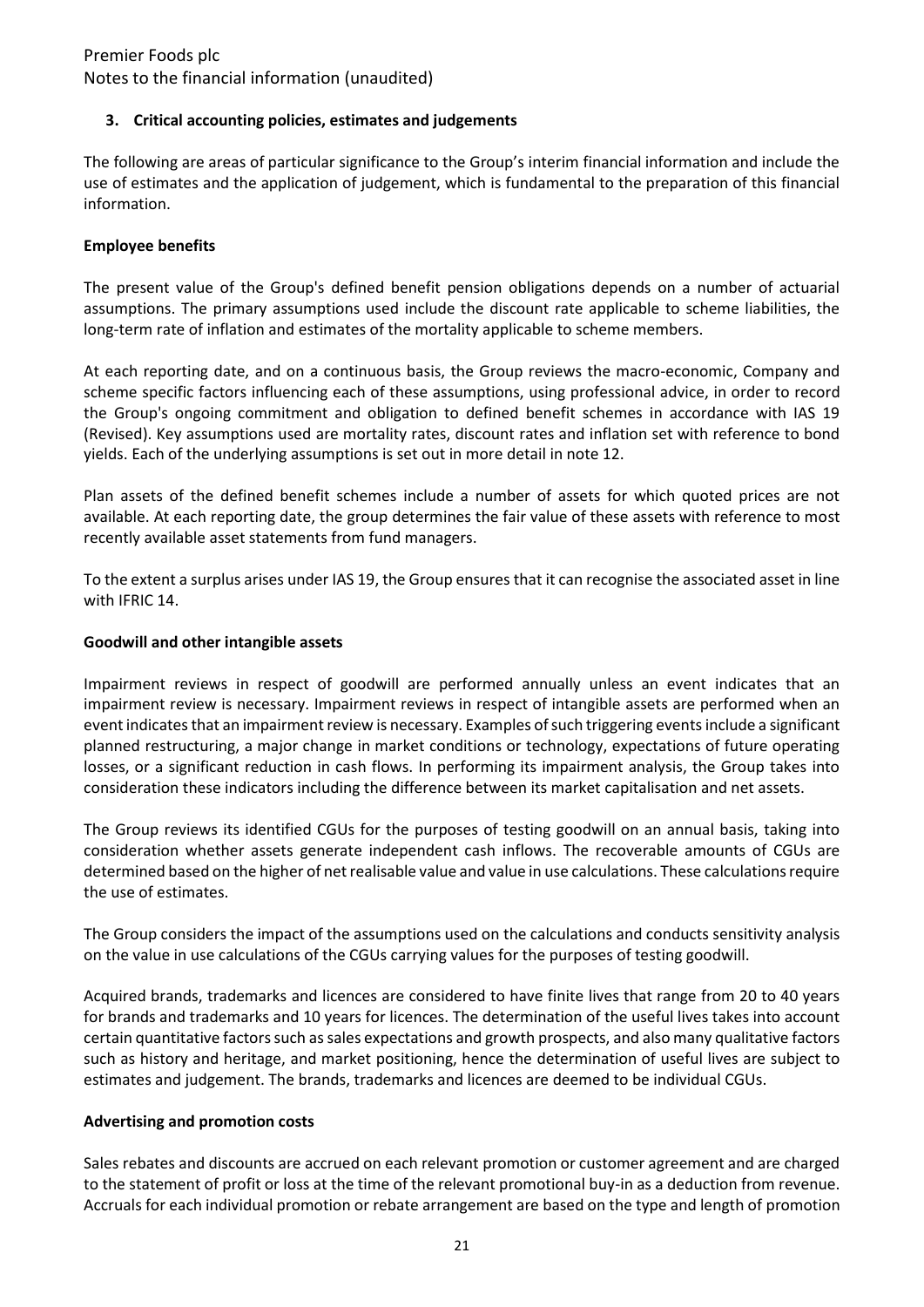### 3. Critical accounting policies, estimates and judgements

The following are areas of particular significance to the Group's interim financial information and include the use of estimates and the application of judgement, which is fundamental to the preparation of this financial information.

**Employee benefits**

The present value of the Group's defined benefit pension obligations depends on a number of actuarial assumptions. The primary assumptions used include the discount rate applicable to scheme liabilities, the long-term rate of inflation and estimates of the mortality applicable to scheme members.

At each reporting date, and on a continuous basis, the Group reviews the macro-economic, Company and scheme specific factors influencing each of these assumptions, using professional advice, in order to record the Group's ongoing commitment and obligation to defined benefit schemes in accordance with IAS 19 (Revised). Key assumptions used are mortality rates, discount rates and inflation set with reference to bond yields. Each of the underlying assumptions is set out in more detail in note 12.

Plan assets of the defined benefit schemes include a number of assets for which quoted prices are not available. At each reporting date, the group determines the fair value of these assets with reference to most recently available asset statements from fund managers.

To the extent a surplus arises under IAS 19, the Group ensures that it can recognise the associated asset in line with IFRIC 14.

**Goodwill and other intangible assets**

Impairment reviews in respect of goodwill are performed annually unless an event indicates that an impairment review is necessary. Impairment reviews in respect of intangible assets are performed when an event indicates that an impairment review is necessary. Examples of such triggering events include a significant planned restructuring, a major change in market conditions or technology, expectations of future operating losses, or a significant reduction in cash flows. In performing its impairment analysis, the Group takes into consideration these indicators including the difference between its market capitalisation and net assets.

The Group reviews its identified CGUs for the purposes of testing goodwill on an annual basis, taking into consideration whether assets generate independent cash inflows. The recoverable amounts of CGUs are determined based on the higher of net realisable value and value in use calculations. These calculations require the use of estimates.

The Group considers the impact of the assumptions used on the calculations and conducts sensitivity analysis on the value in use calculations of the CGUs carrying values for the purposes of testing goodwill.

Acquired brands, trademarks and licences are considered to have finite lives that range from 20 to 40 years for brands and trademarks and 10 years for licences. The determination of the useful lives takes into account certain quantitative factors such as sales expectations and growth prospects, and also many qualitative factors such as history and heritage, and market positioning, hence the determination of useful lives are subject to estimates and judgement. The brands, trademarks and licences are deemed to be individual CGUs.

**Advertising and promotion costs**

Sales rebates and discounts are accrued on each relevant promotion or customer agreement and are charged to the statement of profit or loss at the time of the relevant promotional buy-in as a deduction from revenue. Accruals for each individual promotion or rebate arrangement are based on the type and length of promotion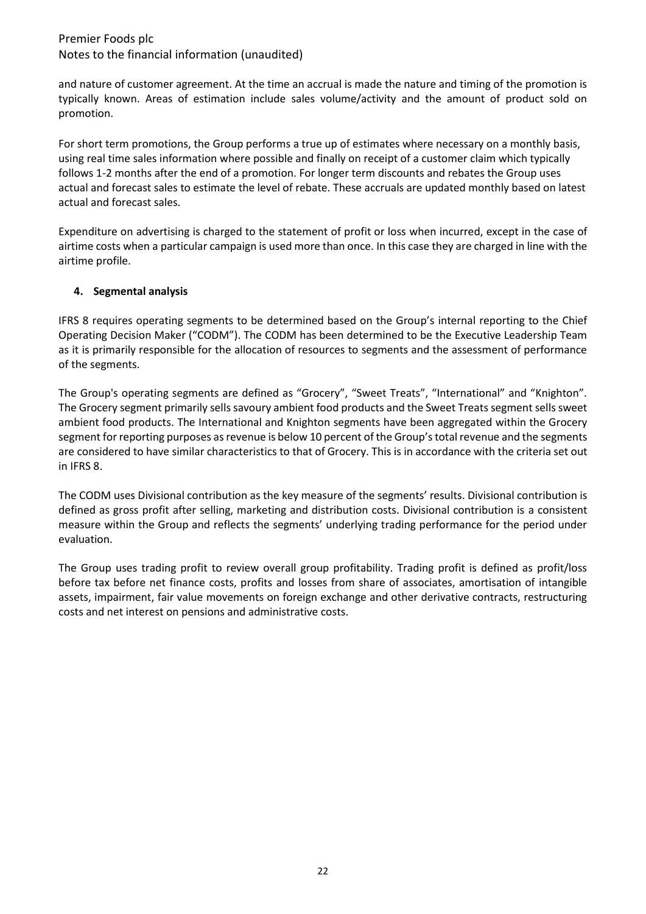and nature of customer agreement. At the time an accrual is made the nature and timing of the promotion is typically known. Areas of estimation include sales volume/activity and the amount of product sold on promotion.

For short term promotions, the Group performs a true up of estimates where necessary on a monthly basis, using real time sales information where possible and finally on receipt of a customer claim which typically follows 1-2 months after the end of a promotion. For longer term discounts and rebates the Group uses actual and forecast sales to estimate the level of rebate. These accruals are updated monthly based on latest actual and forecast sales.

Expenditure on advertising is charged to the statement of profit or loss when incurred, except in the case of airtime costs when a particular campaign is used more than once. In this case they are charged in line with the airtime profile.

## 4. Segmental analysis

IFRS 8 requires operating segments to be determined based on the Group's internal reporting to the Chief Operating Decision Maker ("CODM"). The CODM has been determined to be the Executive Leadership Team as it is primarily responsible for the allocation of resources to segments and the assessment of performance of the segments.

The Group's operating segments are defined as "Grocery", "Sweet Treats", "International" and "Knighton". The Grocery segment primarily sells savoury ambient food products and the Sweet Treats segment sells sweet ambient food products. The International and Knighton segments have been aggregated within the Grocery segment for reporting purposes as revenue is below 10 percent of the Group's total revenue and the segments are considered to have similar characteristics to that of Grocery. This is in accordance with the criteria set out in IFRS 8.

The CODM uses Divisional contribution as the key measure of the segments' results. Divisional contribution is defined as gross profit after selling, marketing and distribution costs. Divisional contribution is a consistent measure within the Group and reflects the segments' underlying trading performance for the period under evaluation.

The Group uses trading profit to review overall group profitability. Trading profit is defined as profit/loss before tax before net finance costs, profits and losses from share of associates, amortisation of intangible assets, impairment, fair value movements on foreign exchange and other derivative contracts, restructuring costs and net interest on pensions and administrative costs.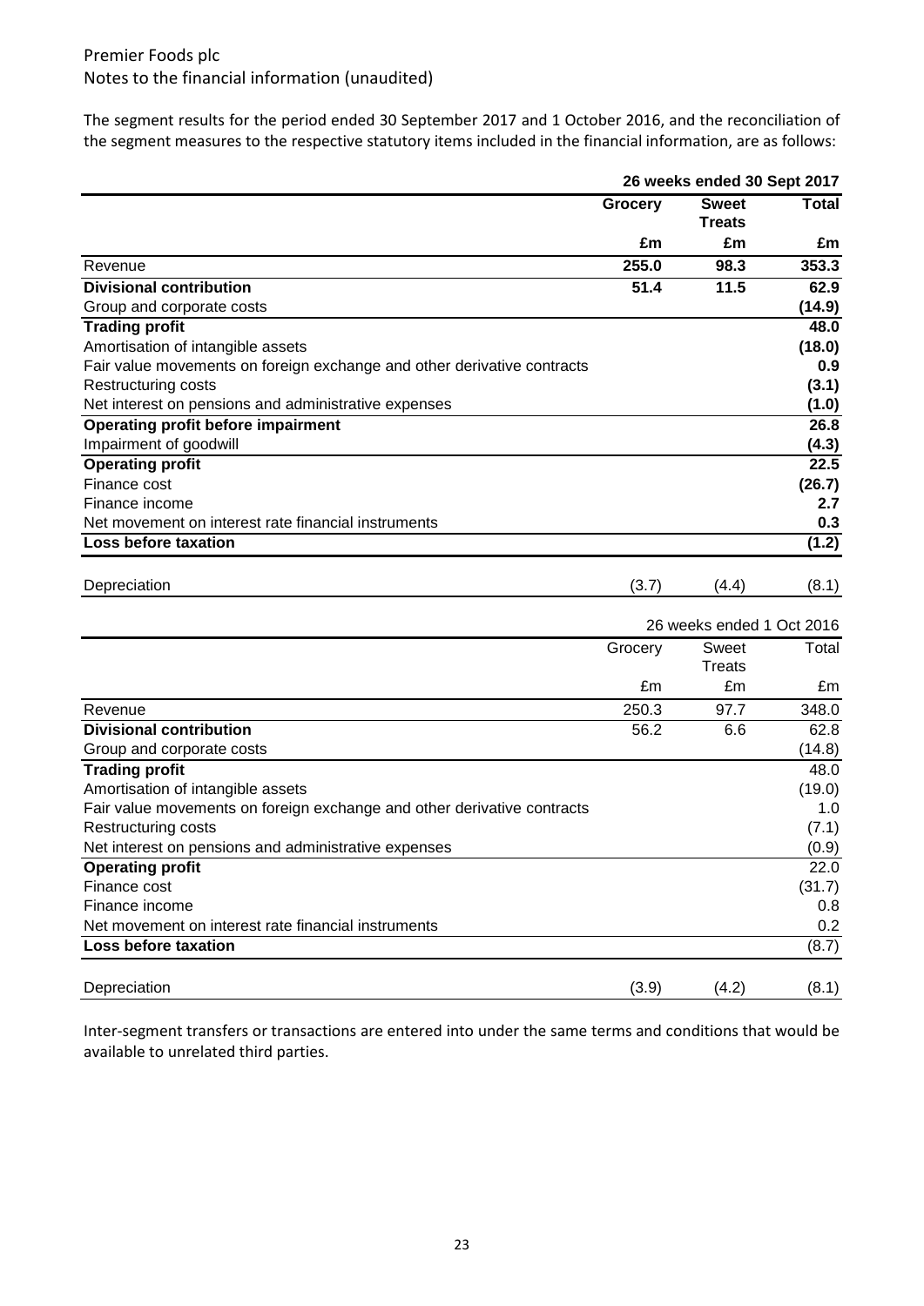Premier Foods plc
Notes to the financial information (unaudited)

The segment results for the period ended 30 September 2017 and 1 October 2016, and the reconciliation of the segment measures to the respective statutory items included in the financial information, are as follows:

| | **26 weeks ended 30 Sept 2017** | | |
|---|---|---|---|
| | **Grocery** | **Sweet Treats** | **Total** |
| | **£m** | **£m** | **£m** |
| Revenue | **255.0** | **98.3** | **353.3** |
| **Divisional contribution** | **51.4** | **11.5** | **62.9** |
| Group and corporate costs | | | **(14.9)** |
| **Trading profit** | | | **48.0** |
| Amortisation of intangible assets | | | **(18.0)** |
| Fair value movements on foreign exchange and other derivative contracts | | | **0.9** |
| Restructuring costs | | | **(3.1)** |
| Net interest on pensions and administrative expenses | | | **(1.0)** |
| **Operating profit before impairment** | | | **26.8** |
| Impairment of goodwill | | | **(4.3)** |
| **Operating profit** | | | **22.5** |
| Finance cost | | | **(26.7)** |
| Finance income | | | **2.7** |
| Net movement on interest rate financial instruments | | | **0.3** |
| **Loss before taxation** | | | **(1.2)** |
| | | | |
| Depreciation | (3.7) | (4.4) | (8.1) |

| | 26 weeks ended 1 Oct 2016 | | |
|---|---|---|---|
| | Grocery | Sweet Treats | Total |
| | £m | £m | £m |
| Revenue | 250.3 | 97.7 | 348.0 |
| **Divisional contribution** | 56.2 | 6.6 | 62.8 |
| Group and corporate costs | | | (14.8) |
| **Trading profit** | | | 48.0 |
| Amortisation of intangible assets | | | (19.0) |
| Fair value movements on foreign exchange and other derivative contracts | | | 1.0 |
| Restructuring costs | | | (7.1) |
| Net interest on pensions and administrative expenses | | | (0.9) |
| **Operating profit** | | | 22.0 |
| Finance cost | | | (31.7) |
| Finance income | | | 0.8 |
| Net movement on interest rate financial instruments | | | 0.2 |
| **Loss before taxation** | | | (8.7) |
| | | | |
| Depreciation | (3.9) | (4.2) | (8.1) |

Inter-segment transfers or transactions are entered into under the same terms and conditions that would be available to unrelated third parties.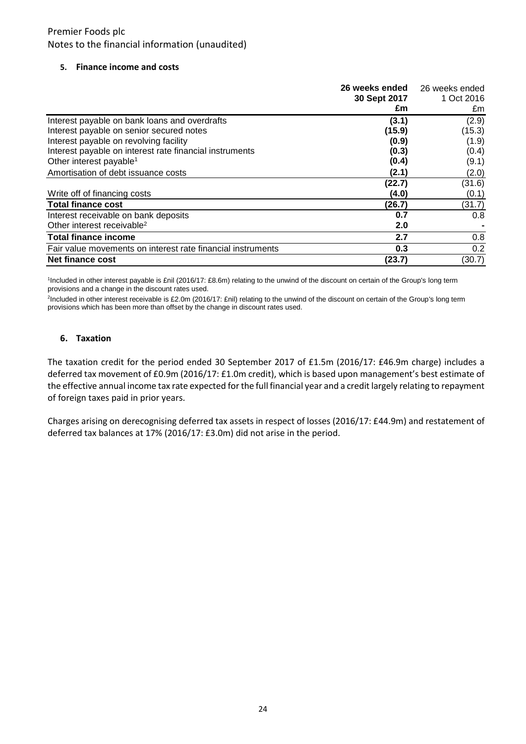Premier Foods plc
Notes to the financial information (unaudited)

## 5. Finance income and costs

| | 26 weeks ended 30 Sept 2017 £m | 26 weeks ended 1 Oct 2016 £m |
|---|---|---|
| Interest payable on bank loans and overdrafts | **(3.1)** | (2.9) |
| Interest payable on senior secured notes | **(15.9)** | (15.3) |
| Interest payable on revolving facility | **(0.9)** | (1.9) |
| Interest payable on interest rate financial instruments | **(0.3)** | (0.4) |
| Other interest payable[1] | **(0.4)** | (9.1) |
| Amortisation of debt issuance costs | **(2.1)** | (2.0) |
| | **(22.7)** | (31.6) |
| Write off of financing costs | **(4.0)** | (0.1) |
| **Total finance cost** | **(26.7)** | (31.7) |
| Interest receivable on bank deposits | **0.7** | 0.8 |
| Other interest receivable[2] | **2.0** | - |
| **Total finance income** | **2.7** | 0.8 |
| Fair value movements on interest rate financial instruments | **0.3** | 0.2 |
| **Net finance cost** | **(23.7)** | (30.7) |

[1]Included in other interest payable is £nil (2016/17: £8.6m) relating to the unwind of the discount on certain of the Group's long term provisions and a change in the discount rates used.

[2]Included in other interest receivable is £2.0m (2016/17: £nil) relating to the unwind of the discount on certain of the Group's long term provisions which has been more than offset by the change in discount rates used.

## 6. Taxation

The taxation credit for the period ended 30 September 2017 of £1.5m (2016/17: £46.9m charge) includes a deferred tax movement of £0.9m (2016/17: £1.0m credit), which is based upon management's best estimate of the effective annual income tax rate expected for the full financial year and a credit largely relating to repayment of foreign taxes paid in prior years.

Charges arising on derecognising deferred tax assets in respect of losses (2016/17: £44.9m) and restatement of deferred tax balances at 17% (2016/17: £3.0m) did not arise in the period.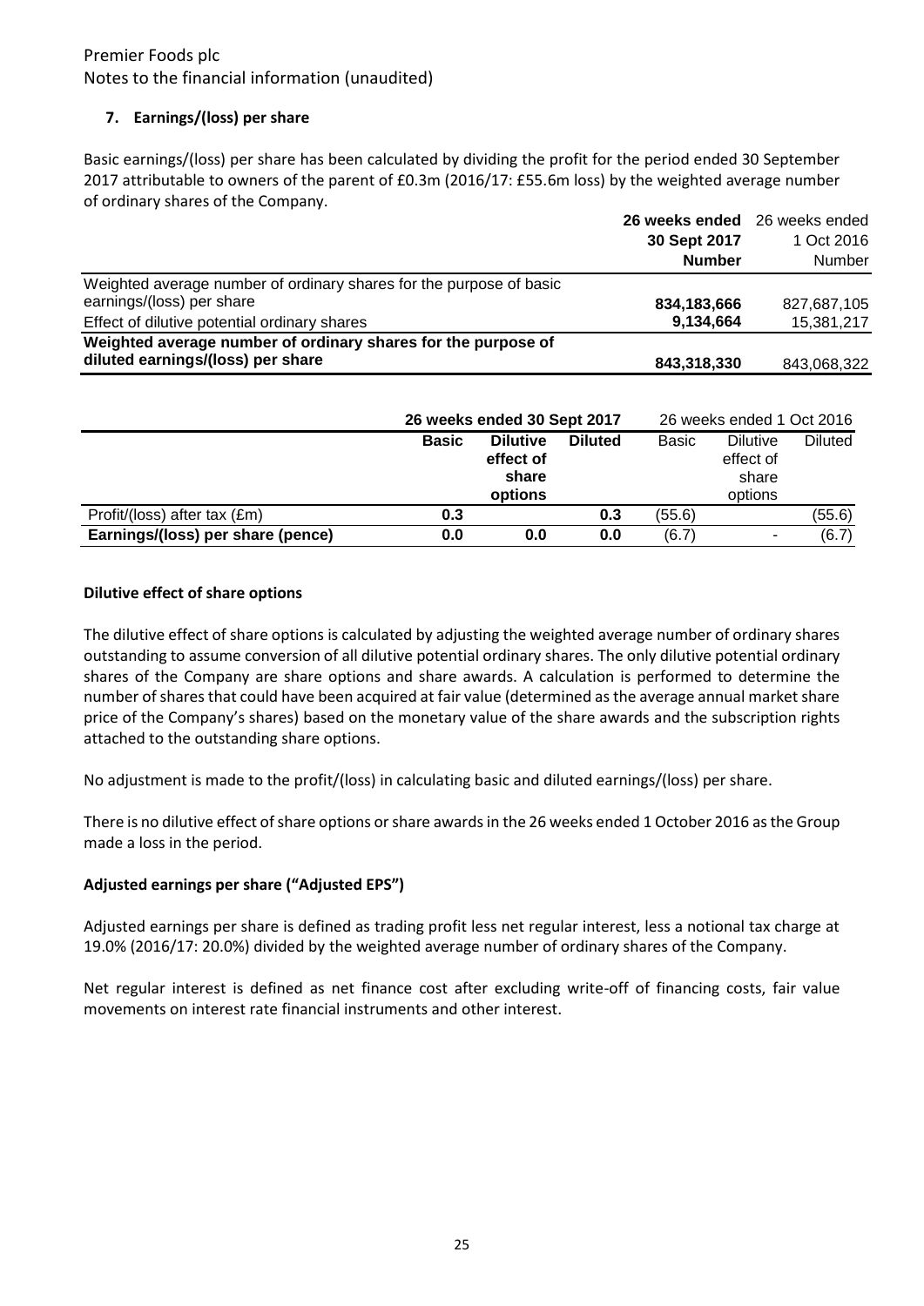Premier Foods plc
Notes to the financial information (unaudited)

### 7. Earnings/(loss) per share

Basic earnings/(loss) per share has been calculated by dividing the profit for the period ended 30 September 2017 attributable to owners of the parent of £0.3m (2016/17: £55.6m loss) by the weighted average number of ordinary shares of the Company.

| | **26 weeks ended 30 Sept 2017 Number** | 26 weeks ended 1 Oct 2016 Number |
|---|---|---|
| Weighted average number of ordinary shares for the purpose of basic earnings/(loss) per share | **834,183,666** | 827,687,105 |
| Effect of dilutive potential ordinary shares | **9,134,664** | 15,381,217 |
| **Weighted average number of ordinary shares for the purpose of diluted earnings/(loss) per share** | **843,318,330** | 843,068,322 |

| | **26 weeks ended 30 Sept 2017** | | | 26 weeks ended 1 Oct 2016 | | |
|---|---|---|---|---|---|---|
| | **Basic** | **Dilutive effect of share options** | **Diluted** | Basic | Dilutive effect of share options | Diluted |
| Profit/(loss) after tax (£m) | **0.3** | | **0.3** | (55.6) | | (55.6) |
| **Earnings/(loss) per share (pence)** | **0.0** | **0.0** | **0.0** | (6.7) | - | (6.7) |

**Dilutive effect of share options**

The dilutive effect of share options is calculated by adjusting the weighted average number of ordinary shares outstanding to assume conversion of all dilutive potential ordinary shares. The only dilutive potential ordinary shares of the Company are share options and share awards. A calculation is performed to determine the number of shares that could have been acquired at fair value (determined as the average annual market share price of the Company's shares) based on the monetary value of the share awards and the subscription rights attached to the outstanding share options.

No adjustment is made to the profit/(loss) in calculating basic and diluted earnings/(loss) per share.

There is no dilutive effect of share options or share awards in the 26 weeks ended 1 October 2016 as the Group made a loss in the period.

**Adjusted earnings per share ("Adjusted EPS")**

Adjusted earnings per share is defined as trading profit less net regular interest, less a notional tax charge at 19.0% (2016/17: 20.0%) divided by the weighted average number of ordinary shares of the Company.

Net regular interest is defined as net finance cost after excluding write-off of financing costs, fair value movements on interest rate financial instruments and other interest.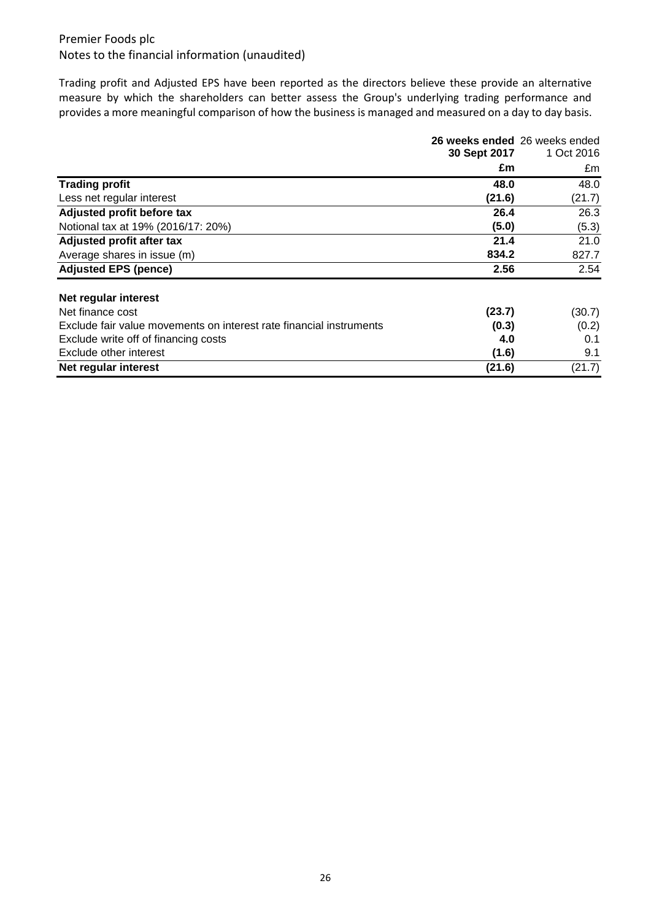Premier Foods plc
Notes to the financial information (unaudited)

Trading profit and Adjusted EPS have been reported as the directors believe these provide an alternative measure by which the shareholders can better assess the Group's underlying trading performance and provides a more meaningful comparison of how the business is managed and measured on a day to day basis.

| | **26 weeks ended 30 Sept 2017** | 26 weeks ended 1 Oct 2016 |
|---|---|---|
| | **£m** | £m |
| **Trading profit** | **48.0** | 48.0 |
| Less net regular interest | **(21.6)** | (21.7) |
| **Adjusted profit before tax** | **26.4** | 26.3 |
| Notional tax at 19% (2016/17: 20%) | **(5.0)** | (5.3) |
| **Adjusted profit after tax** | **21.4** | 21.0 |
| Average shares in issue (m) | **834.2** | 827.7 |
| **Adjusted EPS (pence)** | **2.56** | 2.54 |

| | **26 weeks ended 30 Sept 2017** | 26 weeks ended 1 Oct 2016 |
|---|---|---|
| **Net regular interest** | | |
| Net finance cost | **(23.7)** | (30.7) |
| Exclude fair value movements on interest rate financial instruments | **(0.3)** | (0.2) |
| Exclude write off of financing costs | **4.0** | 0.1 |
| Exclude other interest | **(1.6)** | 9.1 |
| **Net regular interest** | **(21.6)** | (21.7) |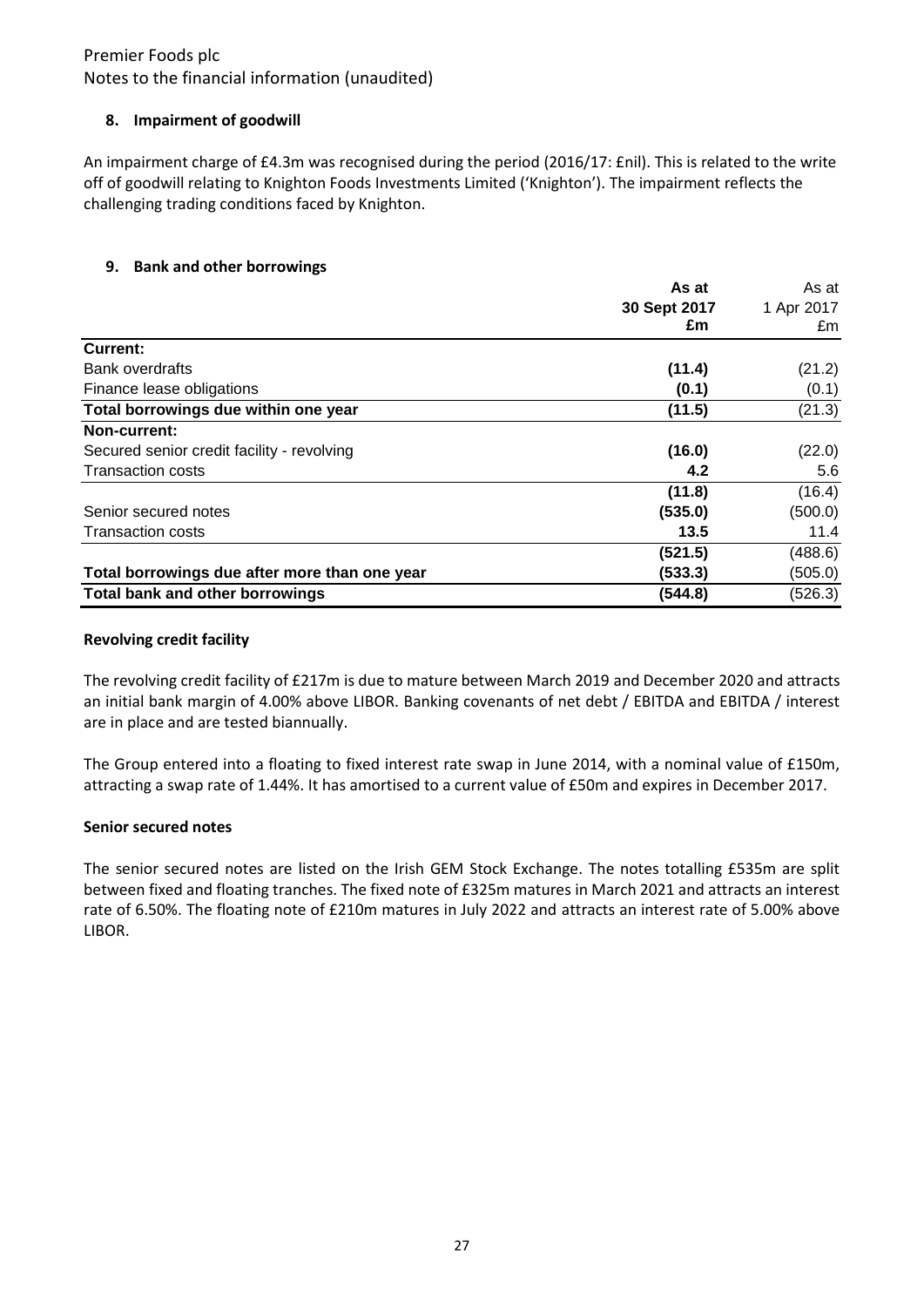Premier Foods plc
Notes to the financial information (unaudited)

## 8. Impairment of goodwill

An impairment charge of £4.3m was recognised during the period (2016/17: £nil). This is related to the write off of goodwill relating to Knighton Foods Investments Limited ('Knighton'). The impairment reflects the challenging trading conditions faced by Knighton.

## 9. Bank and other borrowings

| | **As at 30 Sept 2017 £m** | As at 1 Apr 2017 £m |
|---|---|---|
| **Current:** | | |
| Bank overdrafts | **(11.4)** | (21.2) |
| Finance lease obligations | **(0.1)** | (0.1) |
| **Total borrowings due within one year** | **(11.5)** | (21.3) |
| **Non-current:** | | |
| Secured senior credit facility - revolving | **(16.0)** | (22.0) |
| Transaction costs | **4.2** | 5.6 |
| | **(11.8)** | (16.4) |
| Senior secured notes | **(535.0)** | (500.0) |
| Transaction costs | **13.5** | 11.4 |
| | **(521.5)** | (488.6) |
| **Total borrowings due after more than one year** | **(533.3)** | (505.0) |
| **Total bank and other borrowings** | **(544.8)** | (526.3) |

**Revolving credit facility**

The revolving credit facility of £217m is due to mature between March 2019 and December 2020 and attracts an initial bank margin of 4.00% above LIBOR. Banking covenants of net debt / EBITDA and EBITDA / interest are in place and are tested biannually.

The Group entered into a floating to fixed interest rate swap in June 2014, with a nominal value of £150m, attracting a swap rate of 1.44%. It has amortised to a current value of £50m and expires in December 2017.

**Senior secured notes**

The senior secured notes are listed on the Irish GEM Stock Exchange. The notes totalling £535m are split between fixed and floating tranches. The fixed note of £325m matures in March 2021 and attracts an interest rate of 6.50%. The floating note of £210m matures in July 2022 and attracts an interest rate of 5.00% above LIBOR.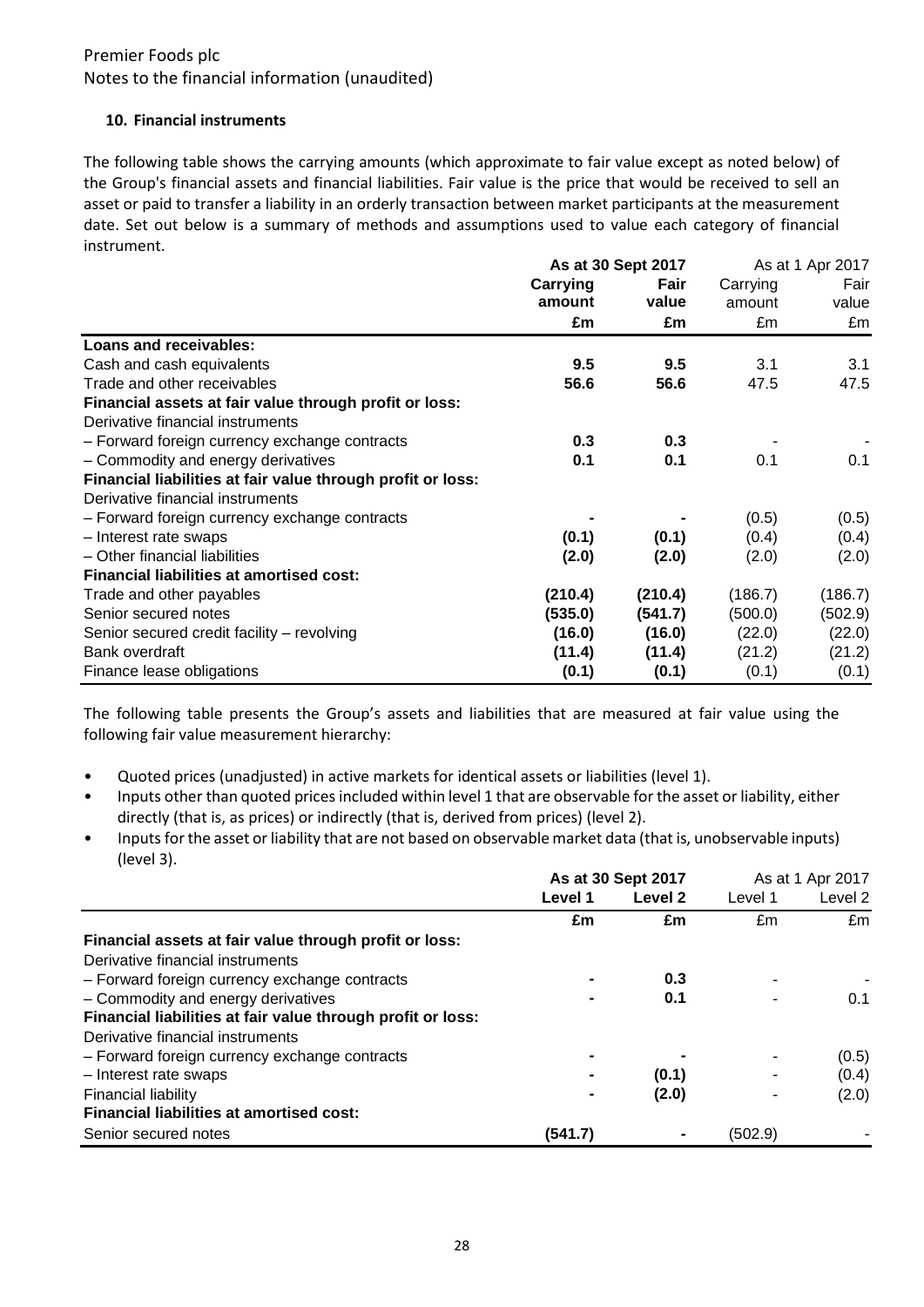Premier Foods plc
Notes to the financial information (unaudited)

### 10. Financial instruments

The following table shows the carrying amounts (which approximate to fair value except as noted below) of the Group's financial assets and financial liabilities. Fair value is the price that would be received to sell an asset or paid to transfer a liability in an orderly transaction between market participants at the measurement date. Set out below is a summary of methods and assumptions used to value each category of financial instrument.

| | **As at 30 Sept 2017** | | As at 1 Apr 2017 | |
|---|---|---|---|---|
| | **Carrying amount** | **Fair value** | Carrying amount | Fair value |
| | **£m** | **£m** | £m | £m |
| **Loans and receivables:** | | | | |
| Cash and cash equivalents | **9.5** | **9.5** | 3.1 | 3.1 |
| Trade and other receivables | **56.6** | **56.6** | 47.5 | 47.5 |
| **Financial assets at fair value through profit or loss:** | | | | |
| Derivative financial instruments | | | | |
| – Forward foreign currency exchange contracts | **0.3** | **0.3** | - | - |
| – Commodity and energy derivatives | **0.1** | **0.1** | 0.1 | 0.1 |
| **Financial liabilities at fair value through profit or loss:** | | | | |
| Derivative financial instruments | | | | |
| – Forward foreign currency exchange contracts | **-** | **-** | (0.5) | (0.5) |
| – Interest rate swaps | **(0.1)** | **(0.1)** | (0.4) | (0.4) |
| – Other financial liabilities | **(2.0)** | **(2.0)** | (2.0) | (2.0) |
| **Financial liabilities at amortised cost:** | | | | |
| Trade and other payables | **(210.4)** | **(210.4)** | (186.7) | (186.7) |
| Senior secured notes | **(535.0)** | **(541.7)** | (500.0) | (502.9) |
| Senior secured credit facility – revolving | **(16.0)** | **(16.0)** | (22.0) | (22.0) |
| Bank overdraft | **(11.4)** | **(11.4)** | (21.2) | (21.2) |
| Finance lease obligations | **(0.1)** | **(0.1)** | (0.1) | (0.1) |

The following table presents the Group's assets and liabilities that are measured at fair value using the following fair value measurement hierarchy:

- Quoted prices (unadjusted) in active markets for identical assets or liabilities (level 1).
- Inputs other than quoted prices included within level 1 that are observable for the asset or liability, either directly (that is, as prices) or indirectly (that is, derived from prices) (level 2).
- Inputs for the asset or liability that are not based on observable market data (that is, unobservable inputs) (level 3).

| | **As at 30 Sept 2017** | | As at 1 Apr 2017 | |
|---|---|---|---|---|
| | **Level 1** | **Level 2** | Level 1 | Level 2 |
| | **£m** | **£m** | £m | £m |
| **Financial assets at fair value through profit or loss:** | | | | |
| Derivative financial instruments | | | | |
| – Forward foreign currency exchange contracts | **-** | **0.3** | - | - |
| – Commodity and energy derivatives | **-** | **0.1** | - | 0.1 |
| **Financial liabilities at fair value through profit or loss:** | | | | |
| Derivative financial instruments | | | | |
| – Forward foreign currency exchange contracts | **-** | **-** | - | (0.5) |
| – Interest rate swaps | **-** | **(0.1)** | - | (0.4) |
| Financial liability | **-** | **(2.0)** | - | (2.0) |
| **Financial liabilities at amortised cost:** | | | | |
| Senior secured notes | **(541.7)** | **-** | (502.9) | - |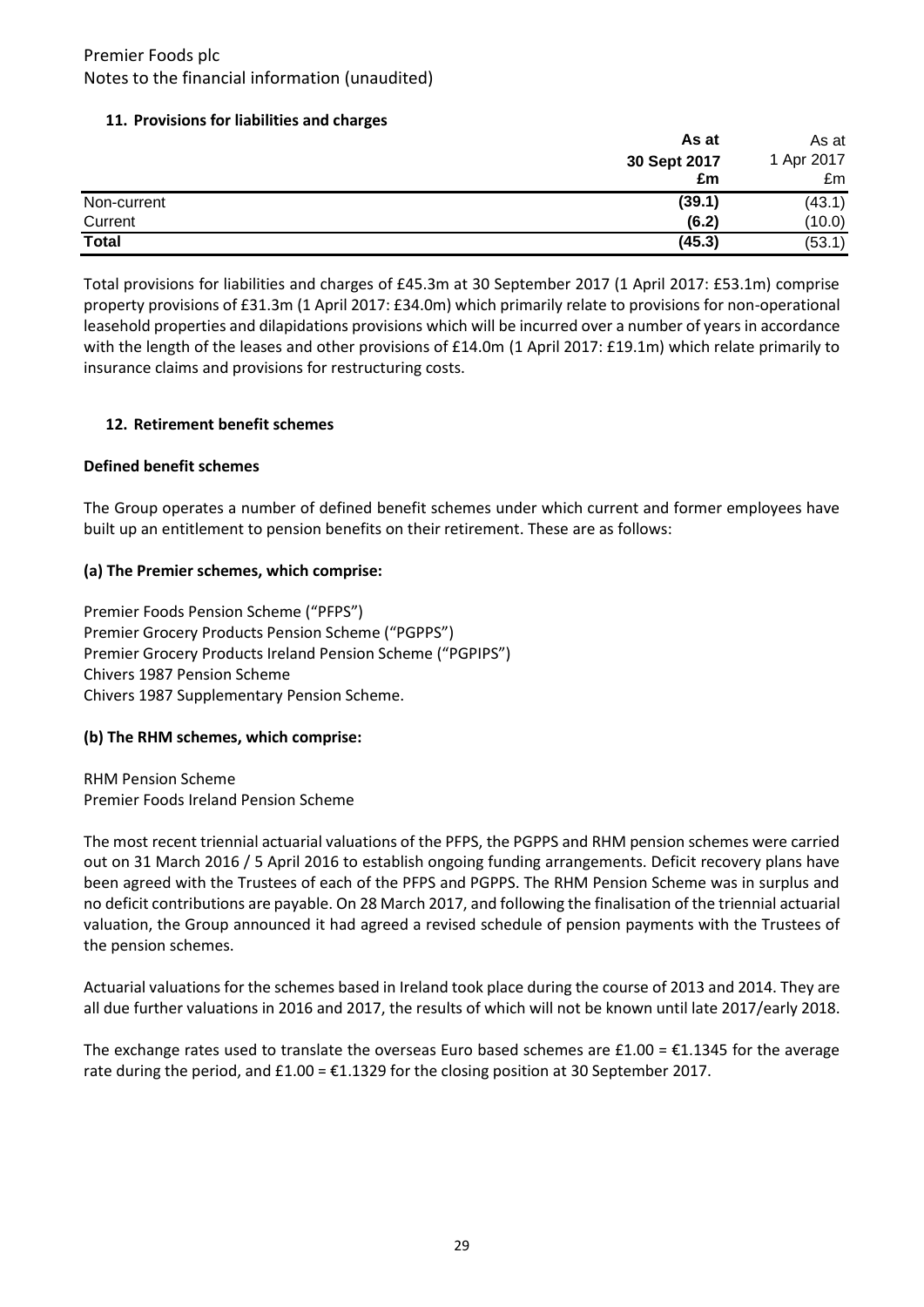Premier Foods plc
Notes to the financial information (unaudited)

### 11. Provisions for liabilities and charges

| | As at 30 Sept 2017 £m | As at 1 Apr 2017 £m |
|---|---|---|
| Non-current | **(39.1)** | (43.1) |
| Current | **(6.2)** | (10.0) |
| **Total** | **(45.3)** | (53.1) |

Total provisions for liabilities and charges of £45.3m at 30 September 2017 (1 April 2017: £53.1m) comprise property provisions of £31.3m (1 April 2017: £34.0m) which primarily relate to provisions for non-operational leasehold properties and dilapidations provisions which will be incurred over a number of years in accordance with the length of the leases and other provisions of £14.0m (1 April 2017: £19.1m) which relate primarily to insurance claims and provisions for restructuring costs.

### 12. Retirement benefit schemes

**Defined benefit schemes**

The Group operates a number of defined benefit schemes under which current and former employees have built up an entitlement to pension benefits on their retirement. These are as follows:

**(a) The Premier schemes, which comprise:**

Premier Foods Pension Scheme ("PFPS")
Premier Grocery Products Pension Scheme ("PGPPS")
Premier Grocery Products Ireland Pension Scheme ("PGPIPS")
Chivers 1987 Pension Scheme
Chivers 1987 Supplementary Pension Scheme.

**(b) The RHM schemes, which comprise:**

RHM Pension Scheme
Premier Foods Ireland Pension Scheme

The most recent triennial actuarial valuations of the PFPS, the PGPPS and RHM pension schemes were carried out on 31 March 2016 / 5 April 2016 to establish ongoing funding arrangements. Deficit recovery plans have been agreed with the Trustees of each of the PFPS and PGPPS. The RHM Pension Scheme was in surplus and no deficit contributions are payable. On 28 March 2017, and following the finalisation of the triennial actuarial valuation, the Group announced it had agreed a revised schedule of pension payments with the Trustees of the pension schemes.

Actuarial valuations for the schemes based in Ireland took place during the course of 2013 and 2014. They are all due further valuations in 2016 and 2017, the results of which will not be known until late 2017/early 2018.

The exchange rates used to translate the overseas Euro based schemes are £1.00 = €1.1345 for the average rate during the period, and £1.00 = €1.1329 for the closing position at 30 September 2017.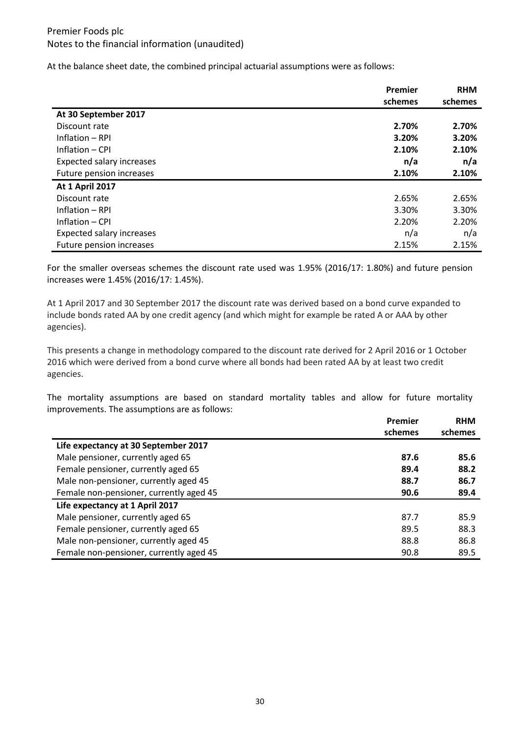At the balance sheet date, the combined principal actuarial assumptions were as follows:

| | Premier schemes | RHM schemes |
|---|---|---|
| **At 30 September 2017** | | |
| Discount rate | **2.70%** | **2.70%** |
| Inflation – RPI | **3.20%** | **3.20%** |
| Inflation – CPI | **2.10%** | **2.10%** |
| Expected salary increases | **n/a** | **n/a** |
| Future pension increases | **2.10%** | **2.10%** |
| **At 1 April 2017** | | |
| Discount rate | 2.65% | 2.65% |
| Inflation – RPI | 3.30% | 3.30% |
| Inflation – CPI | 2.20% | 2.20% |
| Expected salary increases | n/a | n/a |
| Future pension increases | 2.15% | 2.15% |

For the smaller overseas schemes the discount rate used was 1.95% (2016/17: 1.80%) and future pension increases were 1.45% (2016/17: 1.45%).

At 1 April 2017 and 30 September 2017 the discount rate was derived based on a bond curve expanded to include bonds rated AA by one credit agency (and which might for example be rated A or AAA by other agencies).

This presents a change in methodology compared to the discount rate derived for 2 April 2016 or 1 October 2016 which were derived from a bond curve where all bonds had been rated AA by at least two credit agencies.

The mortality assumptions are based on standard mortality tables and allow for future mortality improvements. The assumptions are as follows:

| | Premier schemes | RHM schemes |
|---|---|---|
| **Life expectancy at 30 September 2017** | | |
| Male pensioner, currently aged 65 | **87.6** | **85.6** |
| Female pensioner, currently aged 65 | **89.4** | **88.2** |
| Male non-pensioner, currently aged 45 | **88.7** | **86.7** |
| Female non-pensioner, currently aged 45 | **90.6** | **89.4** |
| **Life expectancy at 1 April 2017** | | |
| Male pensioner, currently aged 65 | 87.7 | 85.9 |
| Female pensioner, currently aged 65 | 89.5 | 88.3 |
| Male non-pensioner, currently aged 45 | 88.8 | 86.8 |
| Female non-pensioner, currently aged 45 | 90.8 | 89.5 |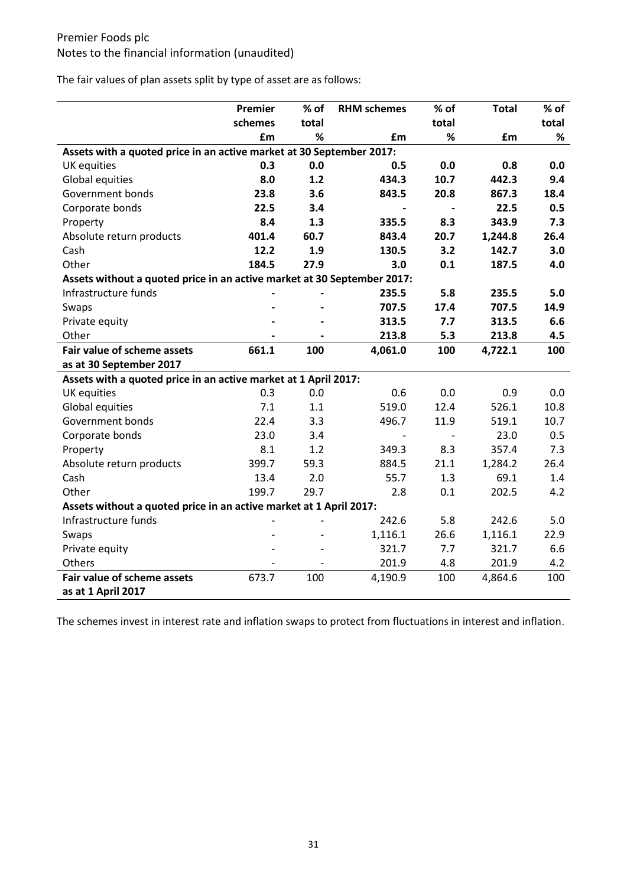Premier Foods plc
Notes to the financial information (unaudited)

The fair values of plan assets split by type of asset are as follows:

| | Premier schemes | % of total | RHM schemes | % of total | Total | % of total |
|---|---|---|---|---|---|---|
| | £m | % | £m | % | £m | % |
| **Assets with a quoted price in an active market at 30 September 2017:** | | | | | | |
| UK equities | **0.3** | **0.0** | **0.5** | **0.0** | **0.8** | **0.0** |
| Global equities | **8.0** | **1.2** | **434.3** | **10.7** | **442.3** | **9.4** |
| Government bonds | **23.8** | **3.6** | **843.5** | **20.8** | **867.3** | **18.4** |
| Corporate bonds | **22.5** | **3.4** | **-** | **-** | **22.5** | **0.5** |
| Property | **8.4** | **1.3** | **335.5** | **8.3** | **343.9** | **7.3** |
| Absolute return products | **401.4** | **60.7** | **843.4** | **20.7** | **1,244.8** | **26.4** |
| Cash | **12.2** | **1.9** | **130.5** | **3.2** | **142.7** | **3.0** |
| Other | **184.5** | **27.9** | **3.0** | **0.1** | **187.5** | **4.0** |
| **Assets without a quoted price in an active market at 30 September 2017:** | | | | | | |
| Infrastructure funds | **-** | **-** | **235.5** | **5.8** | **235.5** | **5.0** |
| Swaps | **-** | **-** | **707.5** | **17.4** | **707.5** | **14.9** |
| Private equity | **-** | **-** | **313.5** | **7.7** | **313.5** | **6.6** |
| Other | **-** | **-** | **213.8** | **5.3** | **213.8** | **4.5** |
| **Fair value of scheme assets as at 30 September 2017** | **661.1** | **100** | **4,061.0** | **100** | **4,722.1** | **100** |
| **Assets with a quoted price in an active market at 1 April 2017:** | | | | | | |
| UK equities | 0.3 | 0.0 | 0.6 | 0.0 | 0.9 | 0.0 |
| Global equities | 7.1 | 1.1 | 519.0 | 12.4 | 526.1 | 10.8 |
| Government bonds | 22.4 | 3.3 | 496.7 | 11.9 | 519.1 | 10.7 |
| Corporate bonds | 23.0 | 3.4 | - | - | 23.0 | 0.5 |
| Property | 8.1 | 1.2 | 349.3 | 8.3 | 357.4 | 7.3 |
| Absolute return products | 399.7 | 59.3 | 884.5 | 21.1 | 1,284.2 | 26.4 |
| Cash | 13.4 | 2.0 | 55.7 | 1.3 | 69.1 | 1.4 |
| Other | 199.7 | 29.7 | 2.8 | 0.1 | 202.5 | 4.2 |
| **Assets without a quoted price in an active market at 1 April 2017:** | | | | | | |
| Infrastructure funds | - | - | 242.6 | 5.8 | 242.6 | 5.0 |
| Swaps | - | - | 1,116.1 | 26.6 | 1,116.1 | 22.9 |
| Private equity | - | - | 321.7 | 7.7 | 321.7 | 6.6 |
| Others | - | - | 201.9 | 4.8 | 201.9 | 4.2 |
| **Fair value of scheme assets as at 1 April 2017** | 673.7 | 100 | 4,190.9 | 100 | 4,864.6 | 100 |

The schemes invest in interest rate and inflation swaps to protect from fluctuations in interest and inflation.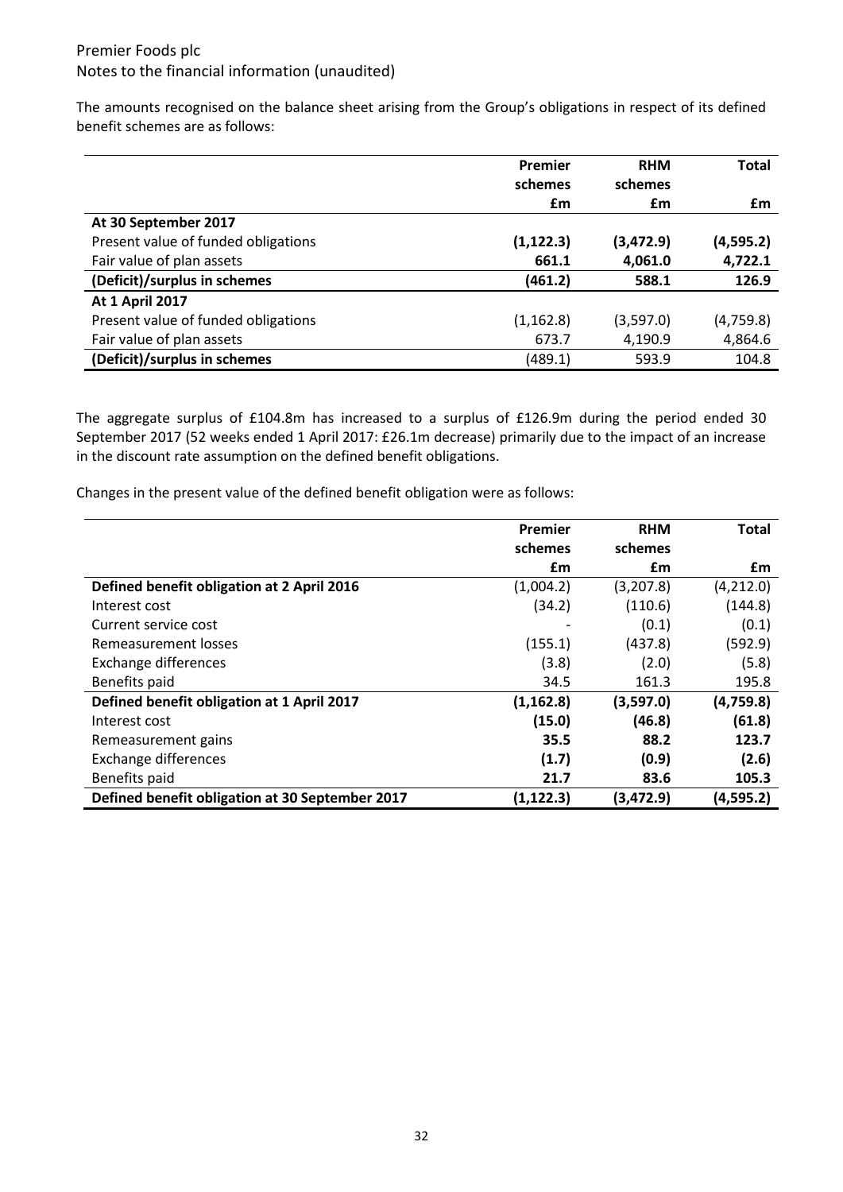The amounts recognised on the balance sheet arising from the Group's obligations in respect of its defined benefit schemes are as follows:

| | Premier schemes £m | RHM schemes £m | Total £m |
|---|---|---|---|
| **At 30 September 2017** | | | |
| Present value of funded obligations | **(1,122.3)** | **(3,472.9)** | **(4,595.2)** |
| Fair value of plan assets | **661.1** | **4,061.0** | **4,722.1** |
| **(Deficit)/surplus in schemes** | **(461.2)** | **588.1** | **126.9** |
| **At 1 April 2017** | | | |
| Present value of funded obligations | (1,162.8) | (3,597.0) | (4,759.8) |
| Fair value of plan assets | 673.7 | 4,190.9 | 4,864.6 |
| **(Deficit)/surplus in schemes** | (489.1) | 593.9 | 104.8 |

The aggregate surplus of £104.8m has increased to a surplus of £126.9m during the period ended 30 September 2017 (52 weeks ended 1 April 2017: £26.1m decrease) primarily due to the impact of an increase in the discount rate assumption on the defined benefit obligations.

Changes in the present value of the defined benefit obligation were as follows:

| | Premier schemes £m | RHM schemes £m | Total £m |
|---|---|---|---|
| **Defined benefit obligation at 2 April 2016** | (1,004.2) | (3,207.8) | (4,212.0) |
| Interest cost | (34.2) | (110.6) | (144.8) |
| Current service cost | - | (0.1) | (0.1) |
| Remeasurement losses | (155.1) | (437.8) | (592.9) |
| Exchange differences | (3.8) | (2.0) | (5.8) |
| Benefits paid | 34.5 | 161.3 | 195.8 |
| **Defined benefit obligation at 1 April 2017** | **(1,162.8)** | **(3,597.0)** | **(4,759.8)** |
| Interest cost | **(15.0)** | **(46.8)** | **(61.8)** |
| Remeasurement gains | **35.5** | **88.2** | **123.7** |
| Exchange differences | **(1.7)** | **(0.9)** | **(2.6)** |
| Benefits paid | **21.7** | **83.6** | **105.3** |
| **Defined benefit obligation at 30 September 2017** | **(1,122.3)** | **(3,472.9)** | **(4,595.2)** |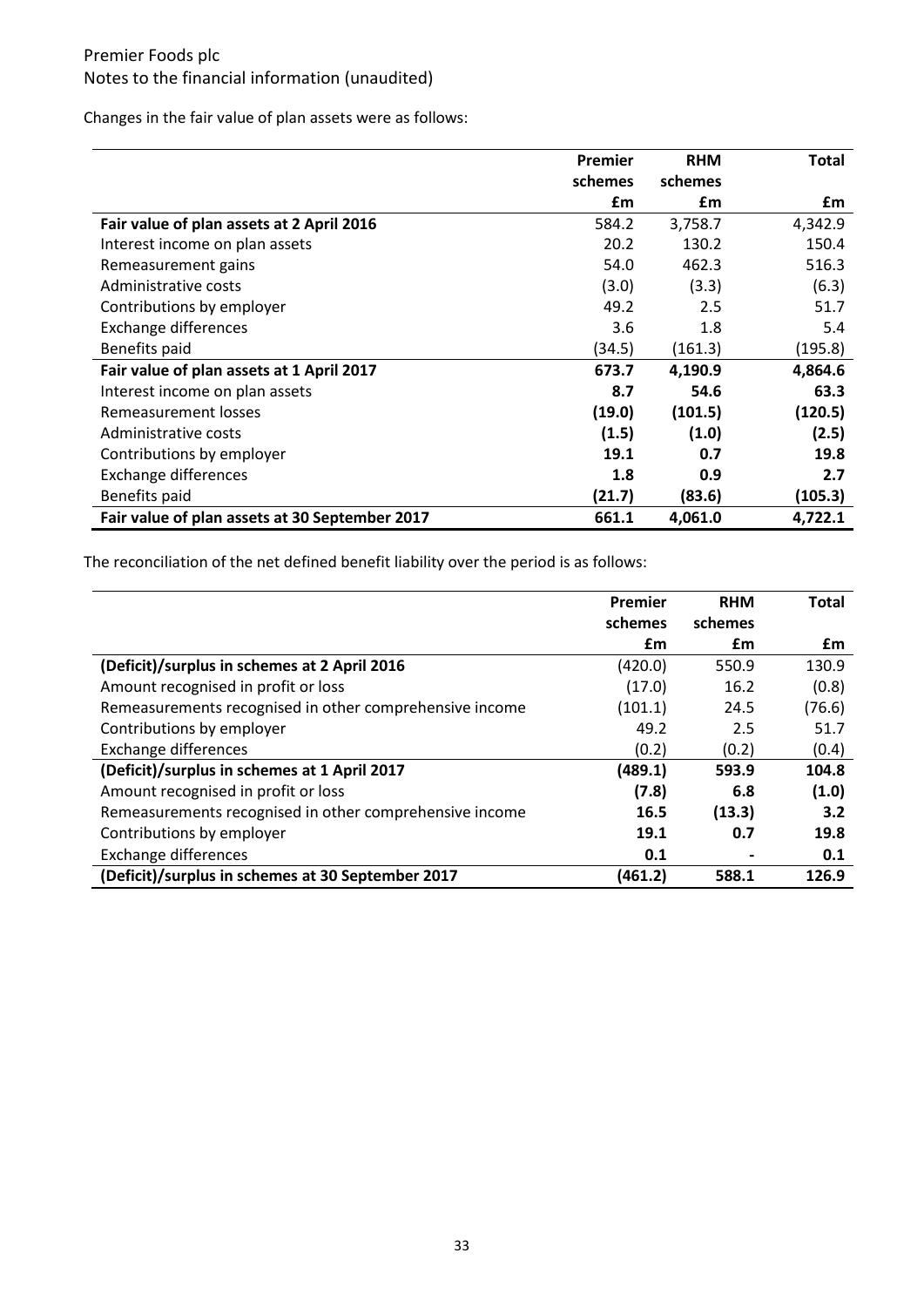Premier Foods plc
Notes to the financial information (unaudited)

Changes in the fair value of plan assets were as follows:

| | Premier schemes £m | RHM schemes £m | Total £m |
|---|---|---|---|
| **Fair value of plan assets at 2 April 2016** | 584.2 | 3,758.7 | 4,342.9 |
| Interest income on plan assets | 20.2 | 130.2 | 150.4 |
| Remeasurement gains | 54.0 | 462.3 | 516.3 |
| Administrative costs | (3.0) | (3.3) | (6.3) |
| Contributions by employer | 49.2 | 2.5 | 51.7 |
| Exchange differences | 3.6 | 1.8 | 5.4 |
| Benefits paid | (34.5) | (161.3) | (195.8) |
| **Fair value of plan assets at 1 April 2017** | **673.7** | **4,190.9** | **4,864.6** |
| Interest income on plan assets | **8.7** | **54.6** | **63.3** |
| Remeasurement losses | **(19.0)** | **(101.5)** | **(120.5)** |
| Administrative costs | **(1.5)** | **(1.0)** | **(2.5)** |
| Contributions by employer | **19.1** | **0.7** | **19.8** |
| Exchange differences | **1.8** | **0.9** | **2.7** |
| Benefits paid | **(21.7)** | **(83.6)** | **(105.3)** |
| **Fair value of plan assets at 30 September 2017** | **661.1** | **4,061.0** | **4,722.1** |

The reconciliation of the net defined benefit liability over the period is as follows:

| | Premier schemes £m | RHM schemes £m | Total £m |
|---|---|---|---|
| **(Deficit)/surplus in schemes at 2 April 2016** | (420.0) | 550.9 | 130.9 |
| Amount recognised in profit or loss | (17.0) | 16.2 | (0.8) |
| Remeasurements recognised in other comprehensive income | (101.1) | 24.5 | (76.6) |
| Contributions by employer | 49.2 | 2.5 | 51.7 |
| Exchange differences | (0.2) | (0.2) | (0.4) |
| **(Deficit)/surplus in schemes at 1 April 2017** | **(489.1)** | **593.9** | **104.8** |
| Amount recognised in profit or loss | **(7.8)** | **6.8** | **(1.0)** |
| Remeasurements recognised in other comprehensive income | **16.5** | **(13.3)** | **3.2** |
| Contributions by employer | **19.1** | **0.7** | **19.8** |
| Exchange differences | **0.1** | **-** | **0.1** |
| **(Deficit)/surplus in schemes at 30 September 2017** | **(461.2)** | **588.1** | **126.9** |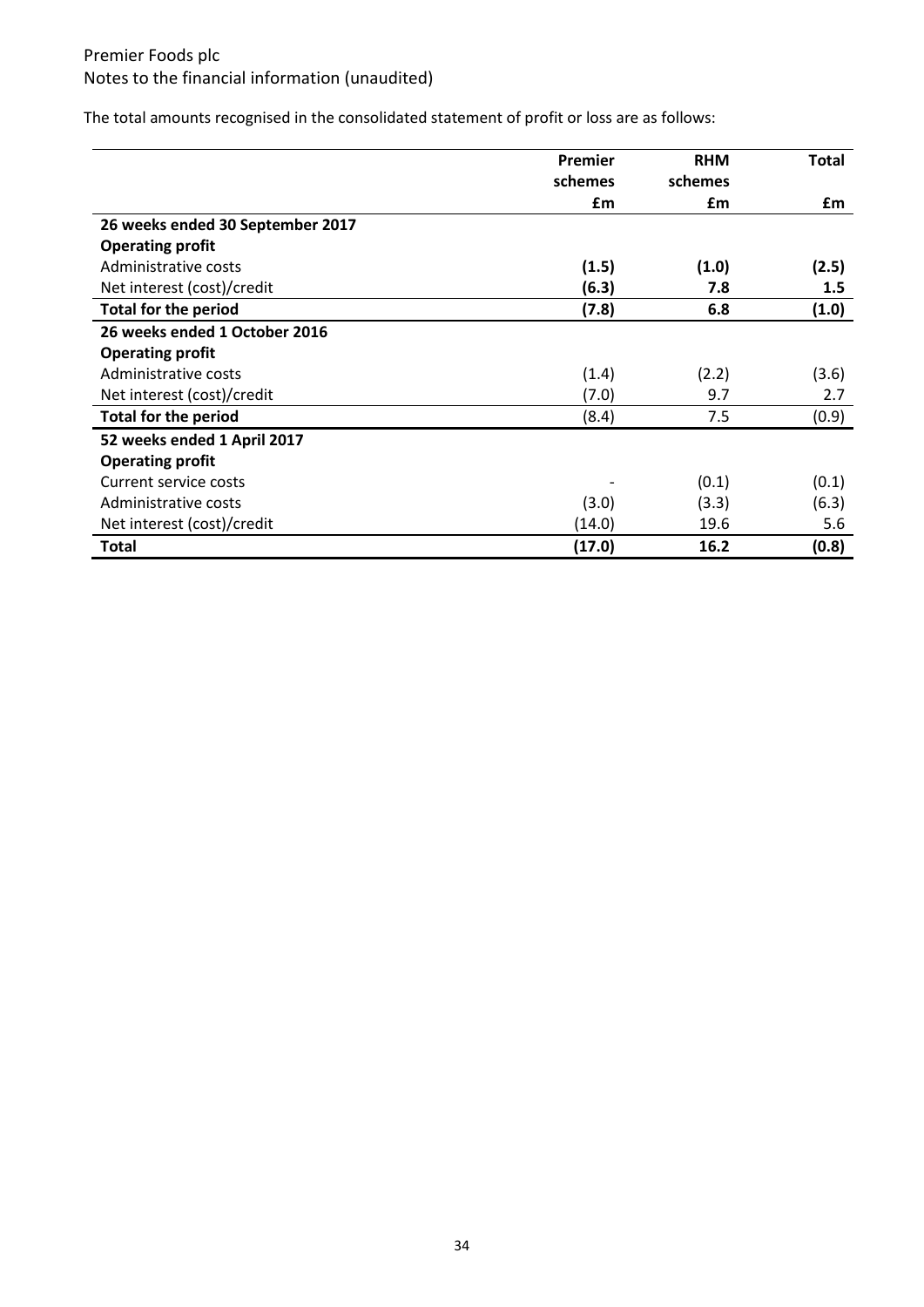The total amounts recognised in the consolidated statement of profit or loss are as follows:

| | Premier schemes | RHM schemes | Total |
|---|---|---|---|
| | £m | £m | £m |
| **26 weeks ended 30 September 2017** | | | |
| **Operating profit** | | | |
| Administrative costs | **(1.5)** | **(1.0)** | **(2.5)** |
| Net interest (cost)/credit | **(6.3)** | **7.8** | **1.5** |
| **Total for the period** | **(7.8)** | **6.8** | **(1.0)** |
| **26 weeks ended 1 October 2016** | | | |
| **Operating profit** | | | |
| Administrative costs | (1.4) | (2.2) | (3.6) |
| Net interest (cost)/credit | (7.0) | 9.7 | 2.7 |
| **Total for the period** | (8.4) | 7.5 | (0.9) |
| **52 weeks ended 1 April 2017** | | | |
| **Operating profit** | | | |
| Current service costs | - | (0.1) | (0.1) |
| Administrative costs | (3.0) | (3.3) | (6.3) |
| Net interest (cost)/credit | (14.0) | 19.6 | 5.6 |
| **Total** | **(17.0)** | **16.2** | **(0.8)** |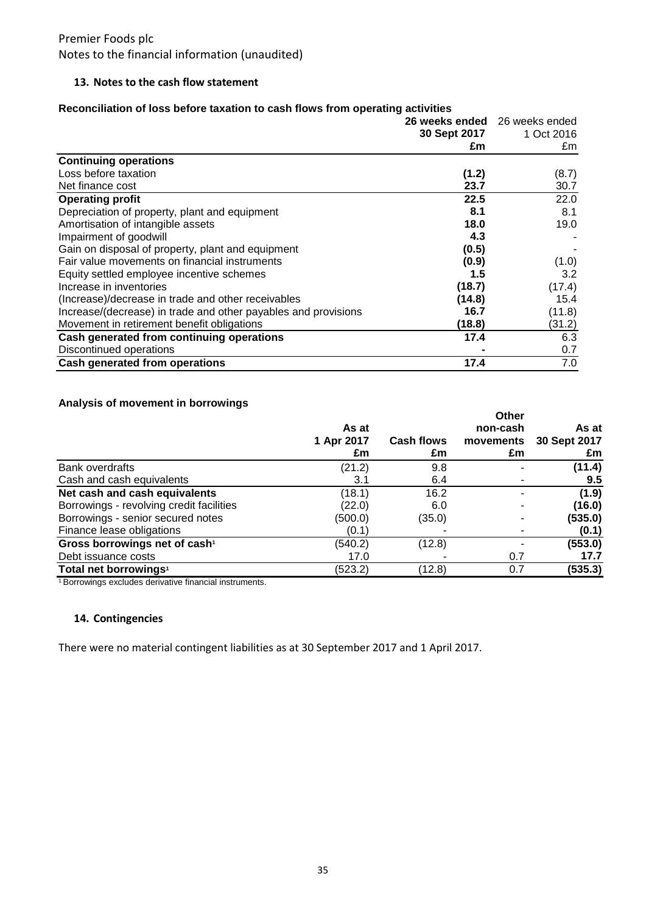Premier Foods plc

Notes to the financial information (unaudited)

### 13. Notes to the cash flow statement

**Reconciliation of loss before taxation to cash flows from operating activities**

| | **26 weeks ended 30 Sept 2017 £m** | 26 weeks ended 1 Oct 2016 £m |
|---|---|---|
| **Continuing operations** | | |
| Loss before taxation | **(1.2)** | (8.7) |
| Net finance cost | **23.7** | 30.7 |
| **Operating profit** | **22.5** | 22.0 |
| Depreciation of property, plant and equipment | **8.1** | 8.1 |
| Amortisation of intangible assets | **18.0** | 19.0 |
| Impairment of goodwill | **4.3** | - |
| Gain on disposal of property, plant and equipment | **(0.5)** | - |
| Fair value movements on financial instruments | **(0.9)** | (1.0) |
| Equity settled employee incentive schemes | **1.5** | 3.2 |
| Increase in inventories | **(18.7)** | (17.4) |
| (Increase)/decrease in trade and other receivables | **(14.8)** | 15.4 |
| Increase/(decrease) in trade and other payables and provisions | **16.7** | (11.8) |
| Movement in retirement benefit obligations | **(18.8)** | (31.2) |
| **Cash generated from continuing operations** | **17.4** | 6.3 |
| Discontinued operations | **-** | 0.7 |
| **Cash generated from operations** | **17.4** | 7.0 |

**Analysis of movement in borrowings**

| | **As at 1 Apr 2017 £m** | **Cash flows £m** | **Other non-cash movements £m** | **As at 30 Sept 2017 £m** |
|---|---|---|---|---|
| Bank overdrafts | (21.2) | 9.8 | - | **(11.4)** |
| Cash and cash equivalents | 3.1 | 6.4 | - | **9.5** |
| **Net cash and cash equivalents** | (18.1) | 16.2 | - | **(1.9)** |
| Borrowings - revolving credit facilities | (22.0) | 6.0 | - | **(16.0)** |
| Borrowings - senior secured notes | (500.0) | (35.0) | - | **(535.0)** |
| Finance lease obligations | (0.1) | - | - | **(0.1)** |
| **Gross borrowings net of cash**[1] | (540.2) | (12.8) | - | **(553.0)** |
| Debt issuance costs | 17.0 | - | 0.7 | **17.7** |
| **Total net borrowings**[1] | (523.2) | (12.8) | 0.7 | **(535.3)** |

[1] Borrowings excludes derivative financial instruments.

### 14. Contingencies

There were no material contingent liabilities as at 30 September 2017 and 1 April 2017.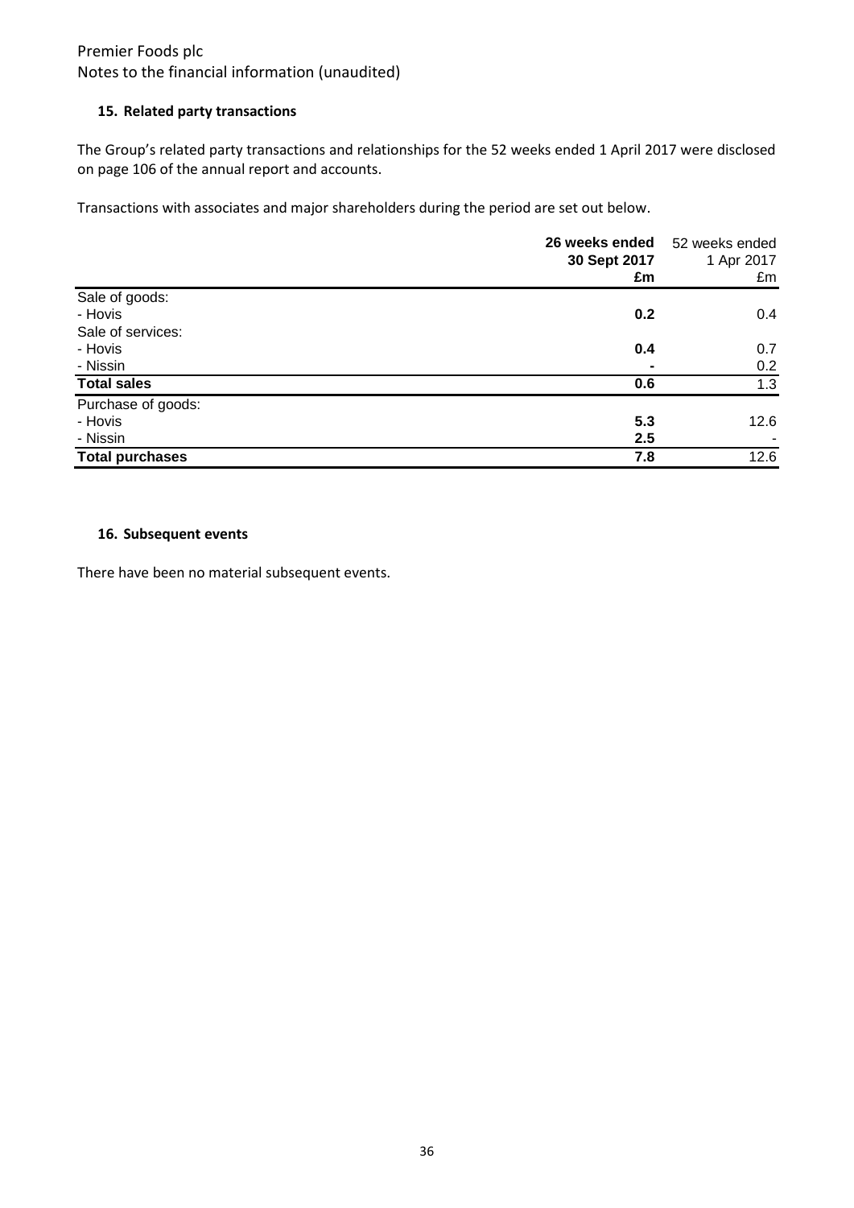Premier Foods plc
Notes to the financial information (unaudited)

### 15. Related party transactions

The Group's related party transactions and relationships for the 52 weeks ended 1 April 2017 were disclosed on page 106 of the annual report and accounts.

Transactions with associates and major shareholders during the period are set out below.

| | **26 weeks ended 30 Sept 2017 £m** | 52 weeks ended 1 Apr 2017 £m |
|---|---|---|
| Sale of goods: | | |
| - Hovis | **0.2** | 0.4 |
| Sale of services: | | |
| - Hovis | **0.4** | 0.7 |
| - Nissin | **-** | 0.2 |
| **Total sales** | **0.6** | 1.3 |
| Purchase of goods: | | |
| - Hovis | **5.3** | 12.6 |
| - Nissin | **2.5** | - |
| **Total purchases** | **7.8** | 12.6 |

### 16. Subsequent events

There have been no material subsequent events.